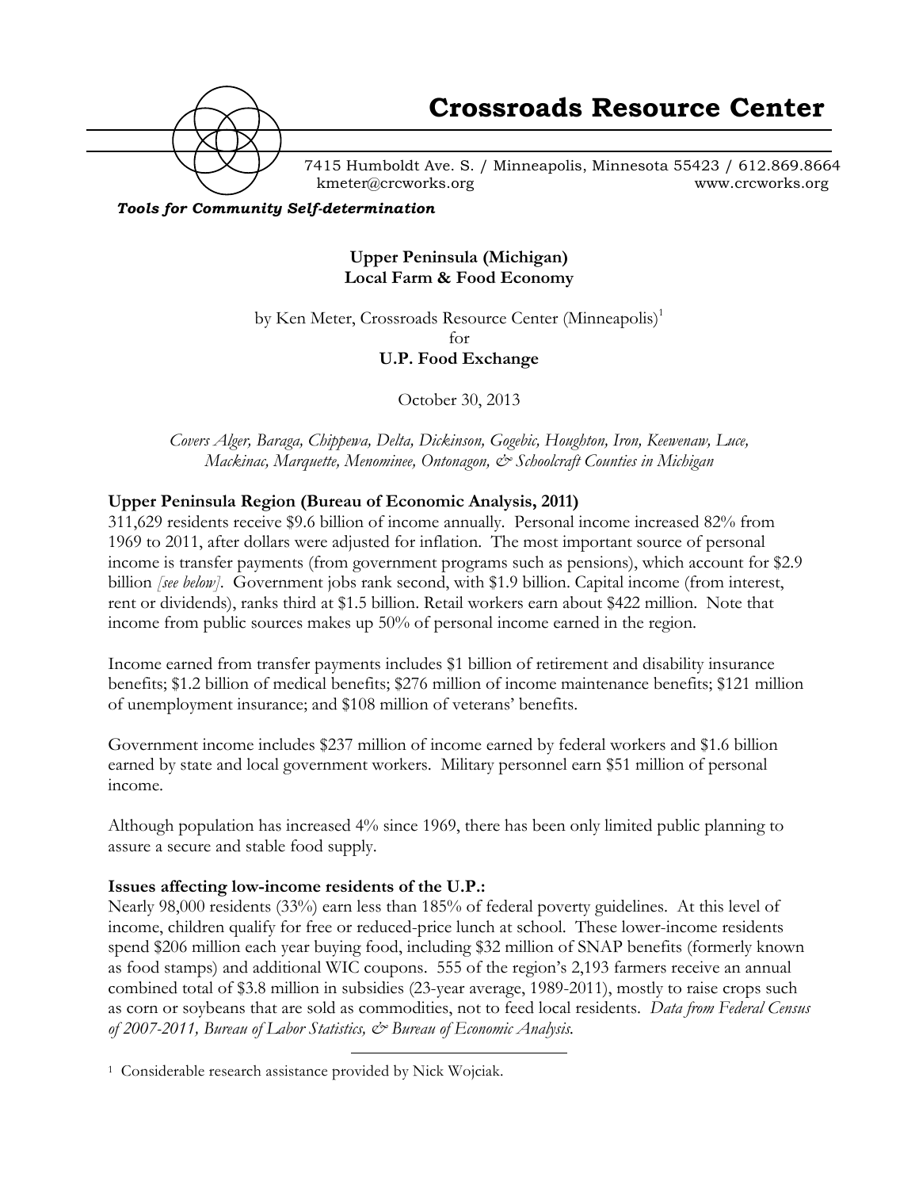# Crossroads Resource Center

7415 Humboldt Ave. S. / Minneapolis, Minnesota 55423 / 612.869.8664
kmeter@crcworks.org www.crcworks.org

***Tools for Community Self-determination***

## Upper Peninsula (Michigan) Local Farm & Food Economy

by Ken Meter, Crossroads Resource Center (Minneapolis)[1]
for
**U.P. Food Exchange**

October 30, 2013

*Covers Alger, Baraga, Chippewa, Delta, Dickinson, Gogebic, Houghton, Iron, Keewenaw, Luce, Mackinac, Marquette, Menominee, Ontonagon, & Schoolcraft Counties in Michigan*

### Upper Peninsula Region (Bureau of Economic Analysis, 2011)

311,629 residents receive $9.6 billion of income annually. Personal income increased 82% from 1969 to 2011, after dollars were adjusted for inflation. The most important source of personal income is transfer payments (from government programs such as pensions), which account for $2.9 billion *[see below]*. Government jobs rank second, with $1.9 billion. Capital income (from interest, rent or dividends), ranks third at $1.5 billion. Retail workers earn about $422 million. Note that income from public sources makes up 50% of personal income earned in the region.

Income earned from transfer payments includes $1 billion of retirement and disability insurance benefits; $1.2 billion of medical benefits; $276 million of income maintenance benefits; $121 million of unemployment insurance; and $108 million of veterans' benefits.

Government income includes $237 million of income earned by federal workers and $1.6 billion earned by state and local government workers. Military personnel earn $51 million of personal income.

Although population has increased 4% since 1969, there has been only limited public planning to assure a secure and stable food supply.

### Issues affecting low-income residents of the U.P.:

Nearly 98,000 residents (33%) earn less than 185% of federal poverty guidelines. At this level of income, children qualify for free or reduced-price lunch at school. These lower-income residents spend $206 million each year buying food, including $32 million of SNAP benefits (formerly known as food stamps) and additional WIC coupons. 555 of the region's 2,193 farmers receive an annual combined total of $3.8 million in subsidies (23-year average, 1989-2011), mostly to raise crops such as corn or soybeans that are sold as commodities, not to feed local residents. *Data from Federal Census of 2007-2011, Bureau of Labor Statistics, & Bureau of Economic Analysis.*

---

[1] Considerable research assistance provided by Nick Wojciak.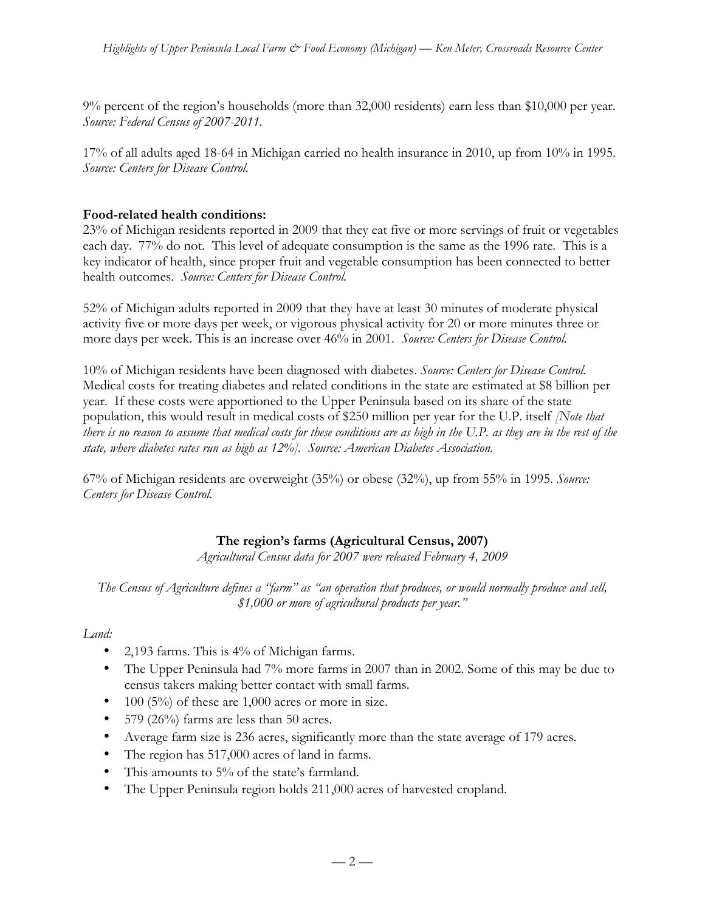9% percent of the region's households (more than 32,000 residents) earn less than $10,000 per year. *Source: Federal Census of 2007-2011.*

17% of all adults aged 18-64 in Michigan carried no health insurance in 2010, up from 10% in 1995. *Source: Centers for Disease Control.*

**Food-related health conditions:**
23% of Michigan residents reported in 2009 that they eat five or more servings of fruit or vegetables each day. 77% do not. This level of adequate consumption is the same as the 1996 rate. This is a key indicator of health, since proper fruit and vegetable consumption has been connected to better health outcomes. *Source: Centers for Disease Control.*

52% of Michigan adults reported in 2009 that they have at least 30 minutes of moderate physical activity five or more days per week, or vigorous physical activity for 20 or more minutes three or more days per week. This is an increase over 46% in 2001. *Source: Centers for Disease Control.*

10% of Michigan residents have been diagnosed with diabetes. *Source: Centers for Disease Control.* Medical costs for treating diabetes and related conditions in the state are estimated at $8 billion per year. If these costs were apportioned to the Upper Peninsula based on its share of the state population, this would result in medical costs of $250 million per year for the U.P. itself *[Note that there is no reason to assume that medical costs for these conditions are as high in the U.P. as they are in the rest of the state, where diabetes rates run as high as 12%]. Source: American Diabetes Association.*

67% of Michigan residents are overweight (35%) or obese (32%), up from 55% in 1995. *Source: Centers for Disease Control.*

## The region's farms (Agricultural Census, 2007)

*Agricultural Census data for 2007 were released February 4, 2009*

*The Census of Agriculture defines a "farm" as "an operation that produces, or would normally produce and sell, $1,000 or more of agricultural products per year."*

*Land:*

- 2,193 farms. This is 4% of Michigan farms.
- The Upper Peninsula had 7% more farms in 2007 than in 2002. Some of this may be due to census takers making better contact with small farms.
- 100 (5%) of these are 1,000 acres or more in size.
- 579 (26%) farms are less than 50 acres.
- Average farm size is 236 acres, significantly more than the state average of 179 acres.
- The region has 517,000 acres of land in farms.
- This amounts to 5% of the state's farmland.
- The Upper Peninsula region holds 211,000 acres of harvested cropland.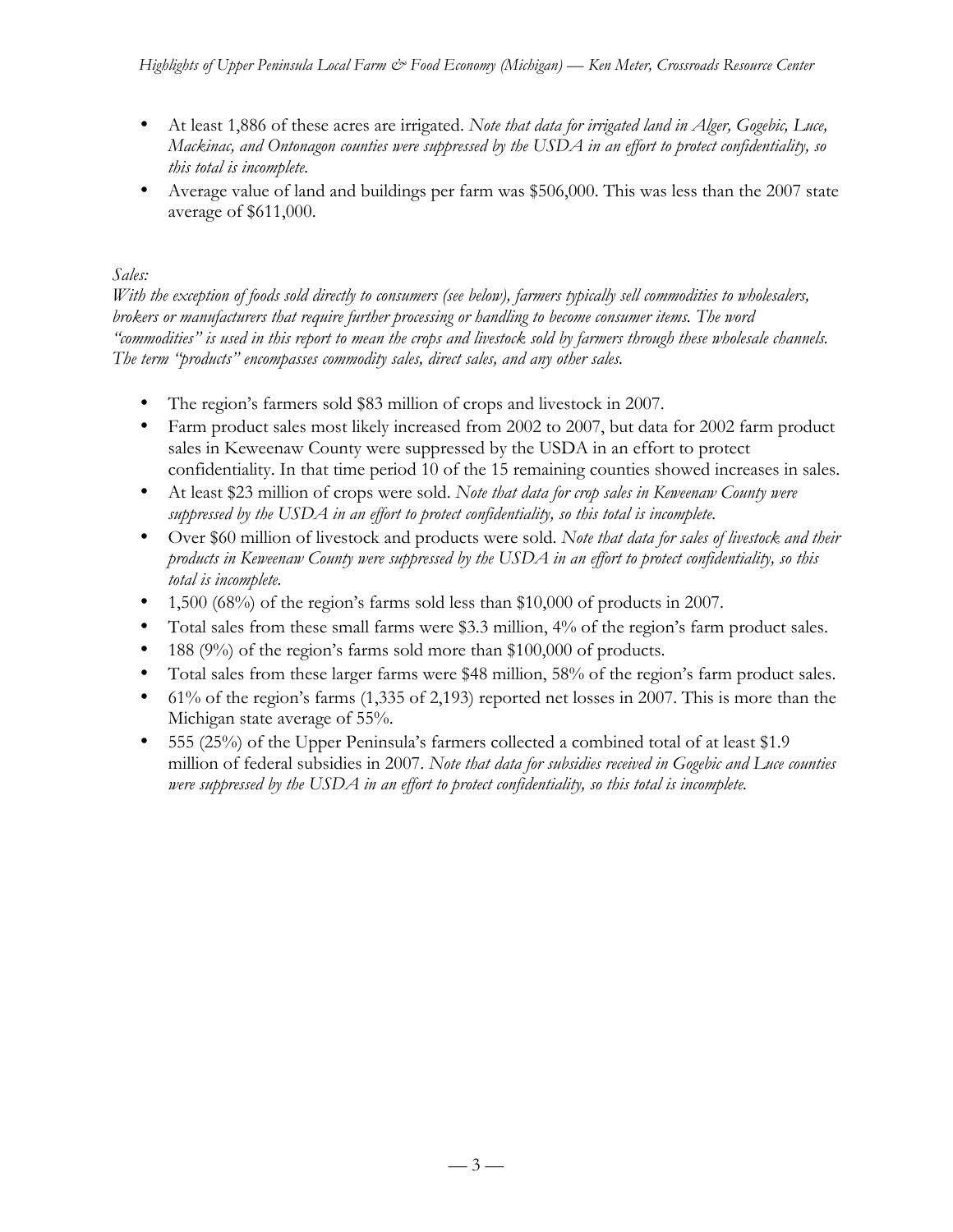- At least 1,886 of these acres are irrigated. *Note that data for irrigated land in Alger, Gogebic, Luce, Mackinac, and Ontonagon counties were suppressed by the USDA in an effort to protect confidentiality, so this total is incomplete.*
- Average value of land and buildings per farm was $506,000. This was less than the 2007 state average of $611,000.

*Sales:*

*With the exception of foods sold directly to consumers (see below), farmers typically sell commodities to wholesalers, brokers or manufacturers that require further processing or handling to become consumer items. The word "commodities" is used in this report to mean the crops and livestock sold by farmers through these wholesale channels. The term "products" encompasses commodity sales, direct sales, and any other sales.*

- The region's farmers sold $83 million of crops and livestock in 2007.
- Farm product sales most likely increased from 2002 to 2007, but data for 2002 farm product sales in Keweenaw County were suppressed by the USDA in an effort to protect confidentiality. In that time period 10 of the 15 remaining counties showed increases in sales.
- At least $23 million of crops were sold. *Note that data for crop sales in Keweenaw County were suppressed by the USDA in an effort to protect confidentiality, so this total is incomplete.*
- Over $60 million of livestock and products were sold. *Note that data for sales of livestock and their products in Keweenaw County were suppressed by the USDA in an effort to protect confidentiality, so this total is incomplete.*
- 1,500 (68%) of the region's farms sold less than $10,000 of products in 2007.
- Total sales from these small farms were $3.3 million, 4% of the region's farm product sales.
- 188 (9%) of the region's farms sold more than $100,000 of products.
- Total sales from these larger farms were $48 million, 58% of the region's farm product sales.
- 61% of the region's farms (1,335 of 2,193) reported net losses in 2007. This is more than the Michigan state average of 55%.
- 555 (25%) of the Upper Peninsula's farmers collected a combined total of at least $1.9 million of federal subsidies in 2007. *Note that data for subsidies received in Gogebic and Luce counties were suppressed by the USDA in an effort to protect confidentiality, so this total is incomplete.*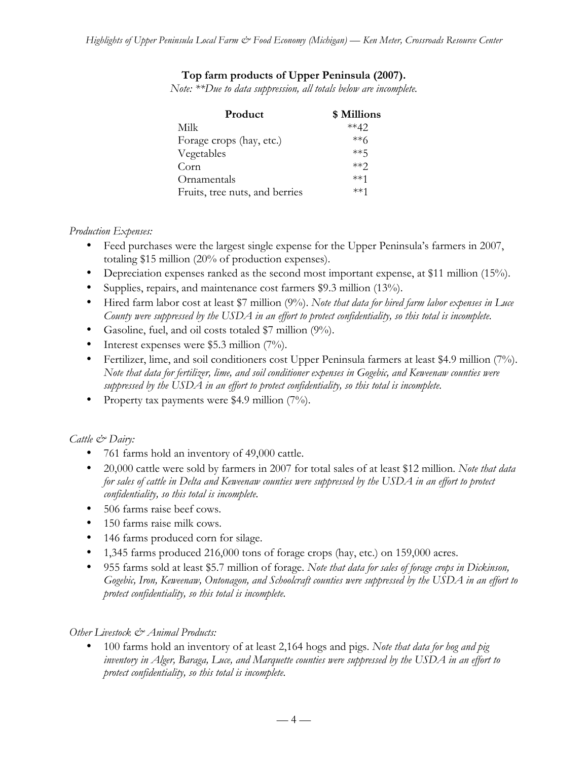**Top farm products of Upper Peninsula (2007).**

*Note: **Due to data suppression, all totals below are incomplete.*

| Product | $ Millions |
|---|---|
| Milk | **42 |
| Forage crops (hay, etc.) | **6 |
| Vegetables | **5 |
| Corn | **2 |
| Ornamentals | **1 |
| Fruits, tree nuts, and berries | **1 |

*Production Expenses:*

- Feed purchases were the largest single expense for the Upper Peninsula's farmers in 2007, totaling $15 million (20% of production expenses).
- Depreciation expenses ranked as the second most important expense, at $11 million (15%).
- Supplies, repairs, and maintenance cost farmers $9.3 million (13%).
- Hired farm labor cost at least $7 million (9%). *Note that data for hired farm labor expenses in Luce County were suppressed by the USDA in an effort to protect confidentiality, so this total is incomplete.*
- Gasoline, fuel, and oil costs totaled $7 million (9%).
- Interest expenses were $5.3 million (7%).
- Fertilizer, lime, and soil conditioners cost Upper Peninsula farmers at least $4.9 million (7%). *Note that data for fertilizer, lime, and soil conditioner expenses in Gogebic, and Keweenaw counties were suppressed by the USDA in an effort to protect confidentiality, so this total is incomplete.*
- Property tax payments were $4.9 million (7%).

*Cattle & Dairy:*

- 761 farms hold an inventory of 49,000 cattle.
- 20,000 cattle were sold by farmers in 2007 for total sales of at least $12 million. *Note that data for sales of cattle in Delta and Keweenaw counties were suppressed by the USDA in an effort to protect confidentiality, so this total is incomplete.*
- 506 farms raise beef cows.
- 150 farms raise milk cows.
- 146 farms produced corn for silage.
- 1,345 farms produced 216,000 tons of forage crops (hay, etc.) on 159,000 acres.
- 955 farms sold at least $5.7 million of forage. *Note that data for sales of forage crops in Dickinson, Gogebic, Iron, Keweenaw, Ontonagon, and Schoolcraft counties were suppressed by the USDA in an effort to protect confidentiality, so this total is incomplete.*

*Other Livestock & Animal Products:*

- 100 farms hold an inventory of at least 2,164 hogs and pigs. *Note that data for hog and pig inventory in Alger, Baraga, Luce, and Marquette counties were suppressed by the USDA in an effort to protect confidentiality, so this total is incomplete.*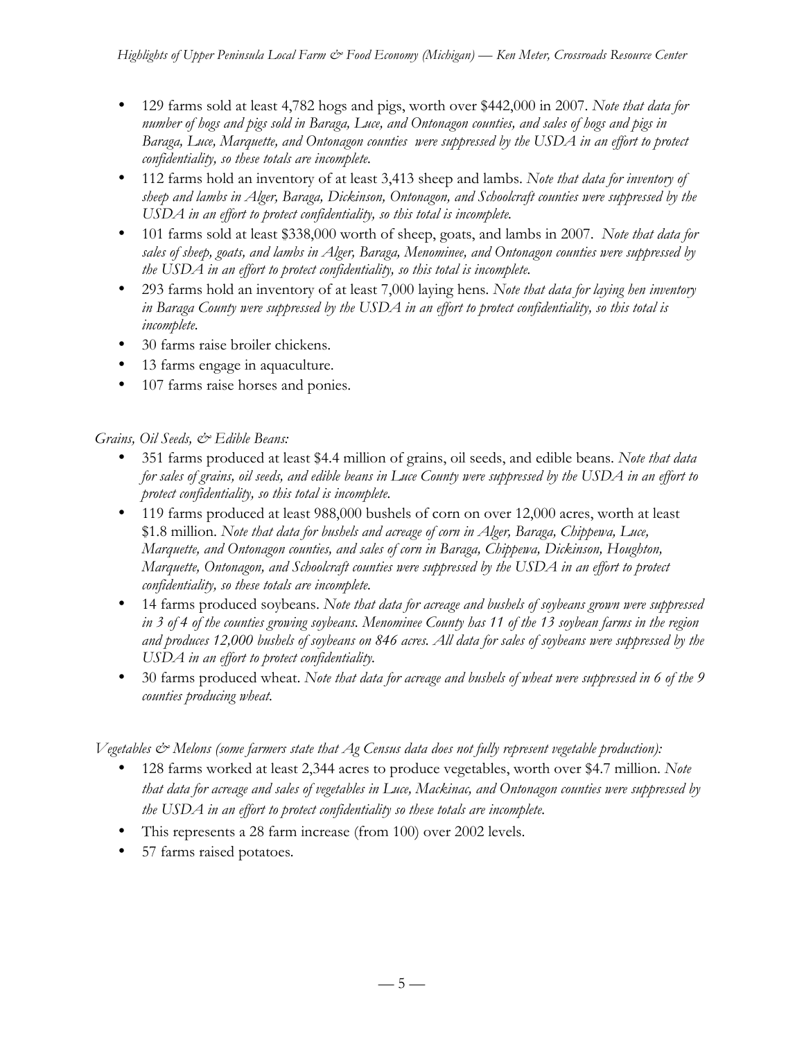- 129 farms sold at least 4,782 hogs and pigs, worth over $442,000 in 2007. *Note that data for number of hogs and pigs sold in Baraga, Luce, and Ontonagon counties, and sales of hogs and pigs in Baraga, Luce, Marquette, and Ontonagon counties were suppressed by the USDA in an effort to protect confidentiality, so these totals are incomplete.*
- 112 farms hold an inventory of at least 3,413 sheep and lambs. *Note that data for inventory of sheep and lambs in Alger, Baraga, Dickinson, Ontonagon, and Schoolcraft counties were suppressed by the USDA in an effort to protect confidentiality, so this total is incomplete.*
- 101 farms sold at least $338,000 worth of sheep, goats, and lambs in 2007. *Note that data for sales of sheep, goats, and lambs in Alger, Baraga, Menominee, and Ontonagon counties were suppressed by the USDA in an effort to protect confidentiality, so this total is incomplete.*
- 293 farms hold an inventory of at least 7,000 laying hens. *Note that data for laying hen inventory in Baraga County were suppressed by the USDA in an effort to protect confidentiality, so this total is incomplete.*
- 30 farms raise broiler chickens.
- 13 farms engage in aquaculture.
- 107 farms raise horses and ponies.

*Grains, Oil Seeds, & Edible Beans:*

- 351 farms produced at least $4.4 million of grains, oil seeds, and edible beans. *Note that data for sales of grains, oil seeds, and edible beans in Luce County were suppressed by the USDA in an effort to protect confidentiality, so this total is incomplete.*
- 119 farms produced at least 988,000 bushels of corn on over 12,000 acres, worth at least $1.8 million. *Note that data for bushels and acreage of corn in Alger, Baraga, Chippewa, Luce, Marquette, and Ontonagon counties, and sales of corn in Baraga, Chippewa, Dickinson, Houghton, Marquette, Ontonagon, and Schoolcraft counties were suppressed by the USDA in an effort to protect confidentiality, so these totals are incomplete.*
- 14 farms produced soybeans. *Note that data for acreage and bushels of soybeans grown were suppressed in 3 of 4 of the counties growing soybeans. Menominee County has 11 of the 13 soybean farms in the region and produces 12,000 bushels of soybeans on 846 acres. All data for sales of soybeans were suppressed by the USDA in an effort to protect confidentiality.*
- 30 farms produced wheat. *Note that data for acreage and bushels of wheat were suppressed in 6 of the 9 counties producing wheat.*

*Vegetables & Melons (some farmers state that Ag Census data does not fully represent vegetable production):*

- 128 farms worked at least 2,344 acres to produce vegetables, worth over $4.7 million. *Note that data for acreage and sales of vegetables in Luce, Mackinac, and Ontonagon counties were suppressed by the USDA in an effort to protect confidentiality so these totals are incomplete.*
- This represents a 28 farm increase (from 100) over 2002 levels.
- 57 farms raised potatoes.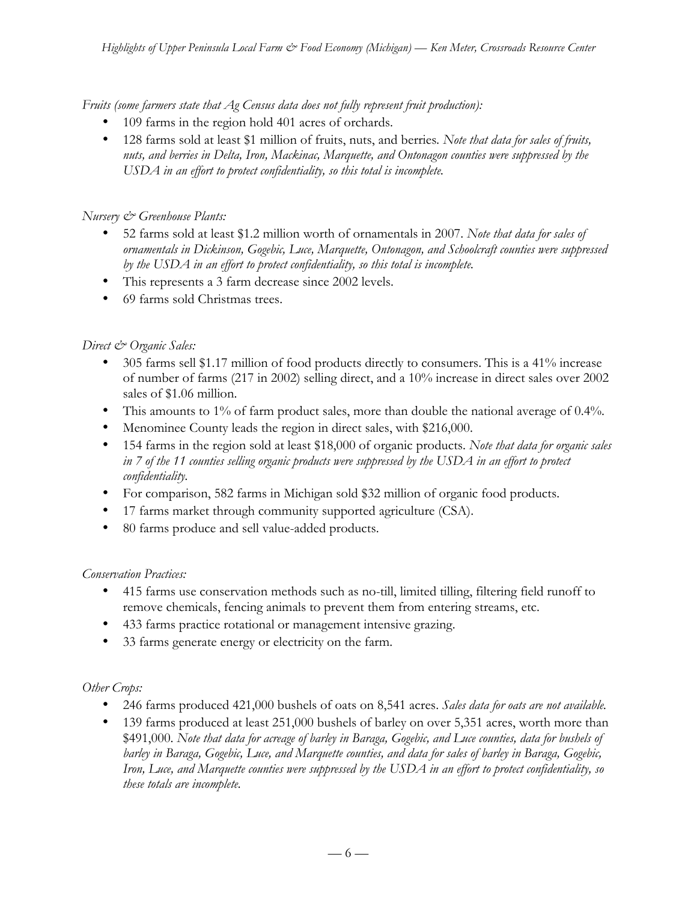*Fruits (some farmers state that Ag Census data does not fully represent fruit production):*

- 109 farms in the region hold 401 acres of orchards.
- 128 farms sold at least $1 million of fruits, nuts, and berries. *Note that data for sales of fruits, nuts, and berries in Delta, Iron, Mackinac, Marquette, and Ontonagon counties were suppressed by the USDA in an effort to protect confidentiality, so this total is incomplete.*

*Nursery & Greenhouse Plants:*

- 52 farms sold at least $1.2 million worth of ornamentals in 2007. *Note that data for sales of ornamentals in Dickinson, Gogebic, Luce, Marquette, Ontonagon, and Schoolcraft counties were suppressed by the USDA in an effort to protect confidentiality, so this total is incomplete.*
- This represents a 3 farm decrease since 2002 levels.
- 69 farms sold Christmas trees.

*Direct & Organic Sales:*

- 305 farms sell $1.17 million of food products directly to consumers. This is a 41% increase of number of farms (217 in 2002) selling direct, and a 10% increase in direct sales over 2002 sales of $1.06 million.
- This amounts to 1% of farm product sales, more than double the national average of 0.4%.
- Menominee County leads the region in direct sales, with $216,000.
- 154 farms in the region sold at least $18,000 of organic products. *Note that data for organic sales in 7 of the 11 counties selling organic products were suppressed by the USDA in an effort to protect confidentiality.*
- For comparison, 582 farms in Michigan sold $32 million of organic food products.
- 17 farms market through community supported agriculture (CSA).
- 80 farms produce and sell value-added products.

*Conservation Practices:*

- 415 farms use conservation methods such as no-till, limited tilling, filtering field runoff to remove chemicals, fencing animals to prevent them from entering streams, etc.
- 433 farms practice rotational or management intensive grazing.
- 33 farms generate energy or electricity on the farm.

*Other Crops:*

- 246 farms produced 421,000 bushels of oats on 8,541 acres. *Sales data for oats are not available.*
- 139 farms produced at least 251,000 bushels of barley on over 5,351 acres, worth more than $491,000. *Note that data for acreage of barley in Baraga, Gogebic, and Luce counties, data for bushels of barley in Baraga, Gogebic, Luce, and Marquette counties, and data for sales of barley in Baraga, Gogebic, Iron, Luce, and Marquette counties were suppressed by the USDA in an effort to protect confidentiality, so these totals are incomplete.*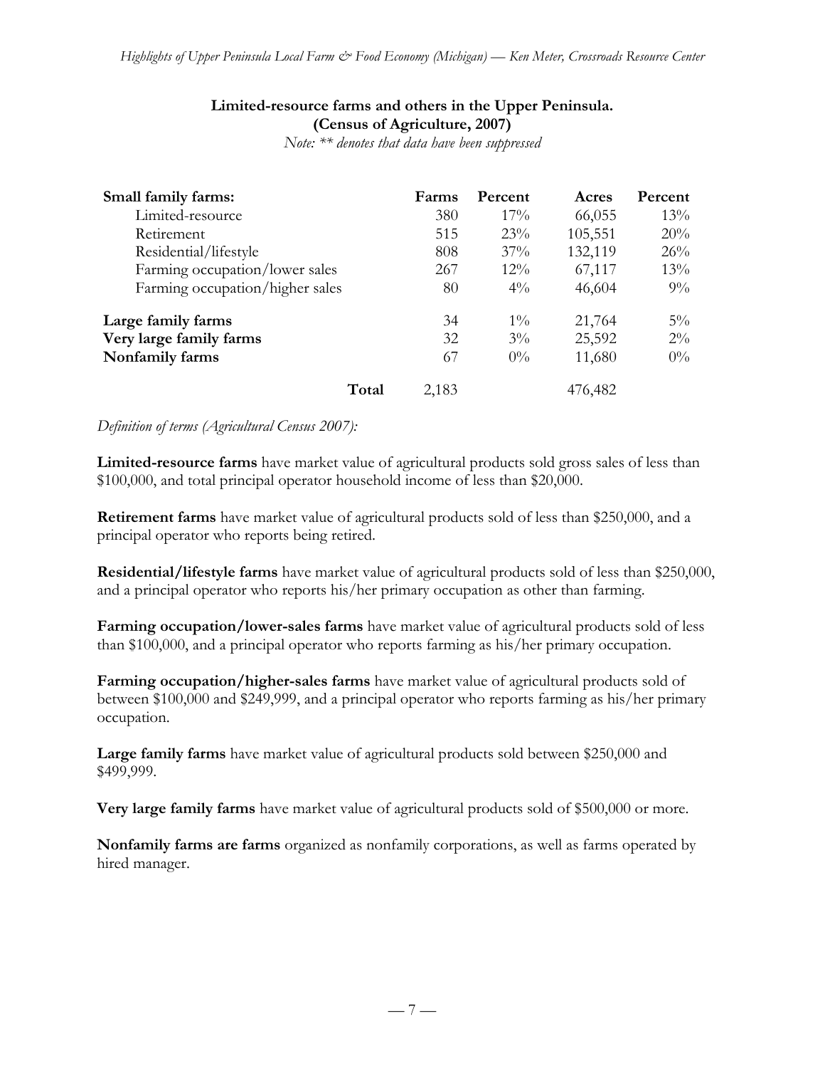**Limited-resource farms and others in the Upper Peninsula. (Census of Agriculture, 2007)**

*Note: ** denotes that data have been suppressed*

| Small family farms: | Farms | Percent | Acres | Percent |
|---|---|---|---|---|
| Limited-resource | 380 | 17% | 66,055 | 13% |
| Retirement | 515 | 23% | 105,551 | 20% |
| Residential/lifestyle | 808 | 37% | 132,119 | 26% |
| Farming occupation/lower sales | 267 | 12% | 67,117 | 13% |
| Farming occupation/higher sales | 80 | 4% | 46,604 | 9% |
| **Large family farms** | 34 | 1% | 21,764 | 5% |
| **Very large family farms** | 32 | 3% | 25,592 | 2% |
| **Nonfamily farms** | 67 | 0% | 11,680 | 0% |
| **Total** | 2,183 | | 476,482 | |

*Definition of terms (Agricultural Census 2007):*

**Limited-resource farms** have market value of agricultural products sold gross sales of less than $100,000, and total principal operator household income of less than $20,000.

**Retirement farms** have market value of agricultural products sold of less than $250,000, and a principal operator who reports being retired.

**Residential/lifestyle farms** have market value of agricultural products sold of less than $250,000, and a principal operator who reports his/her primary occupation as other than farming.

**Farming occupation/lower-sales farms** have market value of agricultural products sold of less than $100,000, and a principal operator who reports farming as his/her primary occupation.

**Farming occupation/higher-sales farms** have market value of agricultural products sold of between $100,000 and $249,999, and a principal operator who reports farming as his/her primary occupation.

**Large family farms** have market value of agricultural products sold between $250,000 and $499,999.

**Very large family farms** have market value of agricultural products sold of $500,000 or more.

**Nonfamily farms are farms** organized as nonfamily corporations, as well as farms operated by hired manager.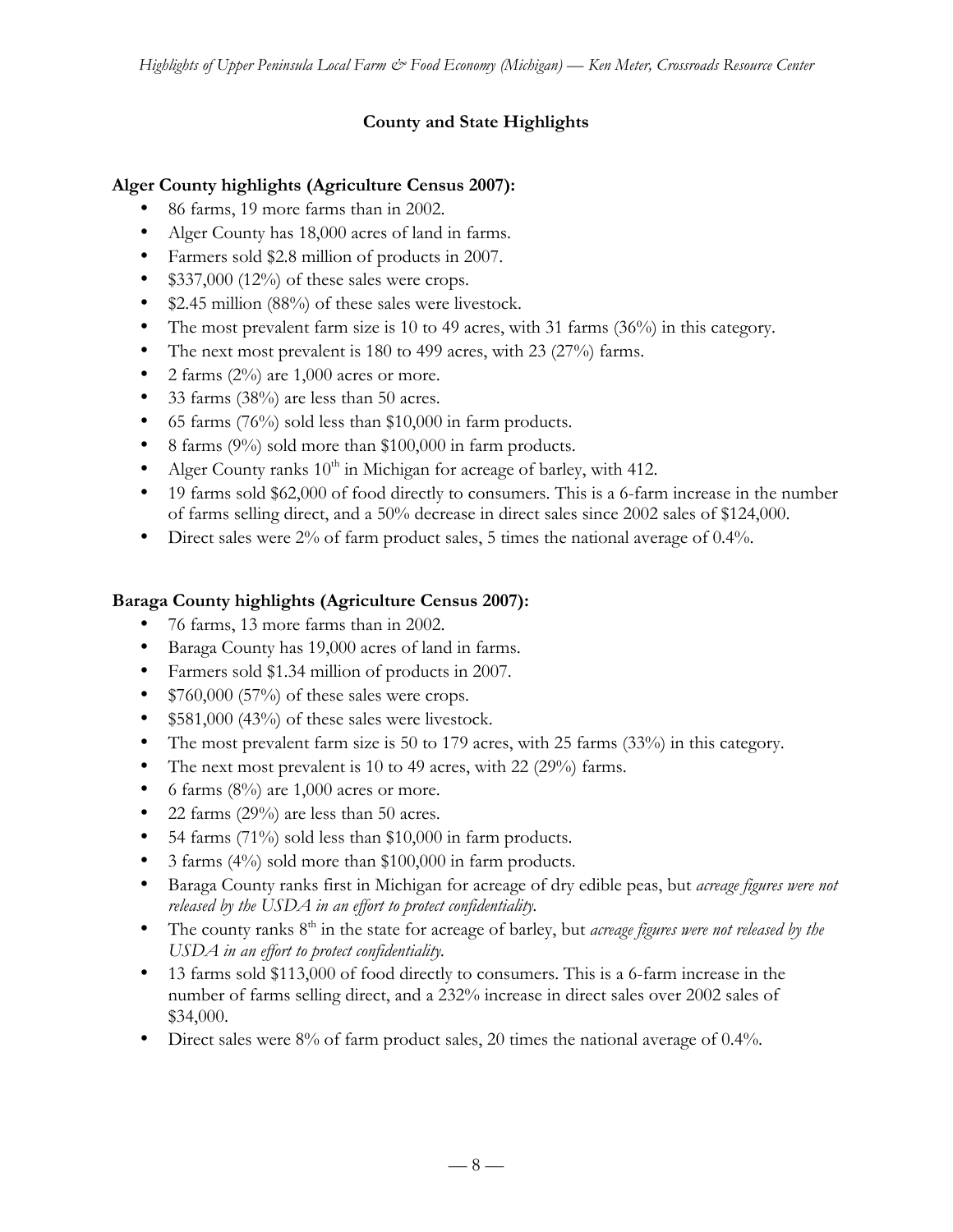## County and State Highlights

**Alger County highlights (Agriculture Census 2007):**

- 86 farms, 19 more farms than in 2002.
- Alger County has 18,000 acres of land in farms.
- Farmers sold $2.8 million of products in 2007.
- $337,000 (12%) of these sales were crops.
- $2.45 million (88%) of these sales were livestock.
- The most prevalent farm size is 10 to 49 acres, with 31 farms (36%) in this category.
- The next most prevalent is 180 to 499 acres, with 23 (27%) farms.
- 2 farms (2%) are 1,000 acres or more.
- 33 farms (38%) are less than 50 acres.
- 65 farms (76%) sold less than $10,000 in farm products.
- 8 farms (9%) sold more than $100,000 in farm products.
- Alger County ranks 10th in Michigan for acreage of barley, with 412.
- 19 farms sold $62,000 of food directly to consumers. This is a 6-farm increase in the number of farms selling direct, and a 50% decrease in direct sales since 2002 sales of $124,000.
- Direct sales were 2% of farm product sales, 5 times the national average of 0.4%.

**Baraga County highlights (Agriculture Census 2007):**

- 76 farms, 13 more farms than in 2002.
- Baraga County has 19,000 acres of land in farms.
- Farmers sold $1.34 million of products in 2007.
- $760,000 (57%) of these sales were crops.
- $581,000 (43%) of these sales were livestock.
- The most prevalent farm size is 50 to 179 acres, with 25 farms (33%) in this category.
- The next most prevalent is 10 to 49 acres, with 22 (29%) farms.
- 6 farms (8%) are 1,000 acres or more.
- 22 farms (29%) are less than 50 acres.
- 54 farms (71%) sold less than $10,000 in farm products.
- 3 farms (4%) sold more than $100,000 in farm products.
- Baraga County ranks first in Michigan for acreage of dry edible peas, but *acreage figures were not released by the USDA in an effort to protect confidentiality.*
- The county ranks 8th in the state for acreage of barley, but *acreage figures were not released by the USDA in an effort to protect confidentiality.*
- 13 farms sold $113,000 of food directly to consumers. This is a 6-farm increase in the number of farms selling direct, and a 232% increase in direct sales over 2002 sales of $34,000.
- Direct sales were 8% of farm product sales, 20 times the national average of 0.4%.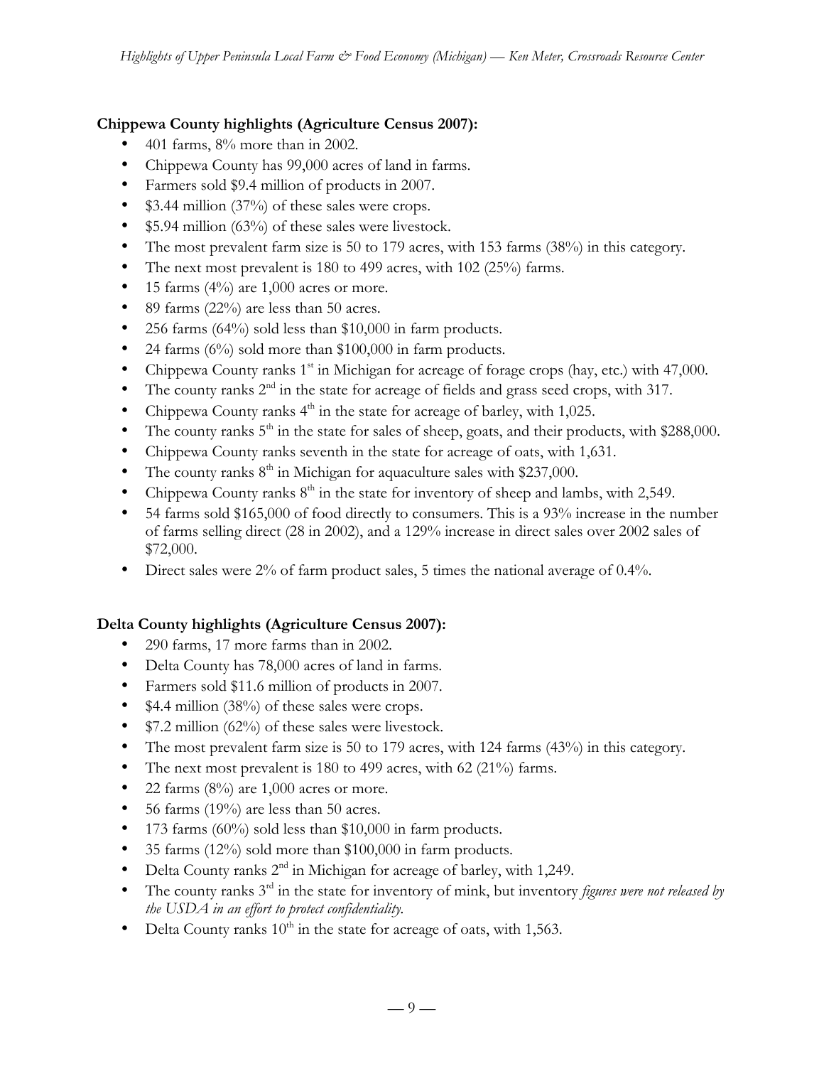**Chippewa County highlights (Agriculture Census 2007):**

- 401 farms, 8% more than in 2002.
- Chippewa County has 99,000 acres of land in farms.
- Farmers sold $9.4 million of products in 2007.
- $3.44 million (37%) of these sales were crops.
- $5.94 million (63%) of these sales were livestock.
- The most prevalent farm size is 50 to 179 acres, with 153 farms (38%) in this category.
- The next most prevalent is 180 to 499 acres, with 102 (25%) farms.
- 15 farms (4%) are 1,000 acres or more.
- 89 farms (22%) are less than 50 acres.
- 256 farms (64%) sold less than $10,000 in farm products.
- 24 farms (6%) sold more than $100,000 in farm products.
- Chippewa County ranks 1st in Michigan for acreage of forage crops (hay, etc.) with 47,000.
- The county ranks 2nd in the state for acreage of fields and grass seed crops, with 317.
- Chippewa County ranks 4th in the state for acreage of barley, with 1,025.
- The county ranks 5th in the state for sales of sheep, goats, and their products, with $288,000.
- Chippewa County ranks seventh in the state for acreage of oats, with 1,631.
- The county ranks 8th in Michigan for aquaculture sales with $237,000.
- Chippewa County ranks 8th in the state for inventory of sheep and lambs, with 2,549.
- 54 farms sold $165,000 of food directly to consumers. This is a 93% increase in the number of farms selling direct (28 in 2002), and a 129% increase in direct sales over 2002 sales of $72,000.
- Direct sales were 2% of farm product sales, 5 times the national average of 0.4%.

**Delta County highlights (Agriculture Census 2007):**

- 290 farms, 17 more farms than in 2002.
- Delta County has 78,000 acres of land in farms.
- Farmers sold $11.6 million of products in 2007.
- $4.4 million (38%) of these sales were crops.
- $7.2 million (62%) of these sales were livestock.
- The most prevalent farm size is 50 to 179 acres, with 124 farms (43%) in this category.
- The next most prevalent is 180 to 499 acres, with 62 (21%) farms.
- 22 farms (8%) are 1,000 acres or more.
- 56 farms (19%) are less than 50 acres.
- 173 farms (60%) sold less than $10,000 in farm products.
- 35 farms (12%) sold more than $100,000 in farm products.
- Delta County ranks 2nd in Michigan for acreage of barley, with 1,249.
- The county ranks 3rd in the state for inventory of mink, but inventory *figures were not released by the USDA in an effort to protect confidentiality.*
- Delta County ranks 10th in the state for acreage of oats, with 1,563.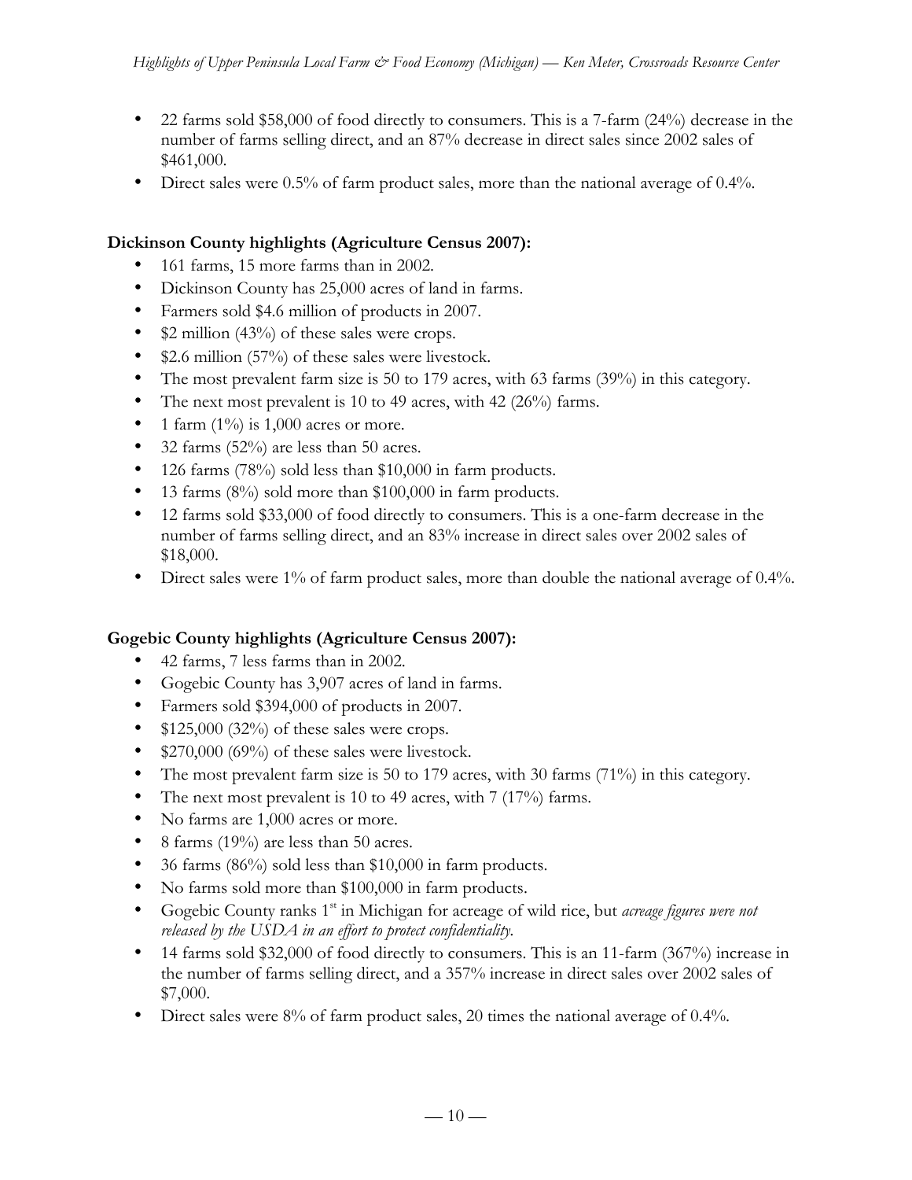- 22 farms sold $58,000 of food directly to consumers. This is a 7-farm (24%) decrease in the number of farms selling direct, and an 87% decrease in direct sales since 2002 sales of $461,000.
- Direct sales were 0.5% of farm product sales, more than the national average of 0.4%.

**Dickinson County highlights (Agriculture Census 2007):**

- 161 farms, 15 more farms than in 2002.
- Dickinson County has 25,000 acres of land in farms.
- Farmers sold $4.6 million of products in 2007.
- $2 million (43%) of these sales were crops.
- $2.6 million (57%) of these sales were livestock.
- The most prevalent farm size is 50 to 179 acres, with 63 farms (39%) in this category.
- The next most prevalent is 10 to 49 acres, with 42 (26%) farms.
- 1 farm (1%) is 1,000 acres or more.
- 32 farms (52%) are less than 50 acres.
- 126 farms (78%) sold less than $10,000 in farm products.
- 13 farms (8%) sold more than $100,000 in farm products.
- 12 farms sold $33,000 of food directly to consumers. This is a one-farm decrease in the number of farms selling direct, and an 83% increase in direct sales over 2002 sales of $18,000.
- Direct sales were 1% of farm product sales, more than double the national average of 0.4%.

**Gogebic County highlights (Agriculture Census 2007):**

- 42 farms, 7 less farms than in 2002.
- Gogebic County has 3,907 acres of land in farms.
- Farmers sold $394,000 of products in 2007.
- $125,000 (32%) of these sales were crops.
- $270,000 (69%) of these sales were livestock.
- The most prevalent farm size is 50 to 179 acres, with 30 farms (71%) in this category.
- The next most prevalent is 10 to 49 acres, with 7 (17%) farms.
- No farms are 1,000 acres or more.
- 8 farms (19%) are less than 50 acres.
- 36 farms (86%) sold less than $10,000 in farm products.
- No farms sold more than $100,000 in farm products.
- Gogebic County ranks 1st in Michigan for acreage of wild rice, but *acreage figures were not released by the USDA in an effort to protect confidentiality.*
- 14 farms sold $32,000 of food directly to consumers. This is an 11-farm (367%) increase in the number of farms selling direct, and a 357% increase in direct sales over 2002 sales of $7,000.
- Direct sales were 8% of farm product sales, 20 times the national average of 0.4%.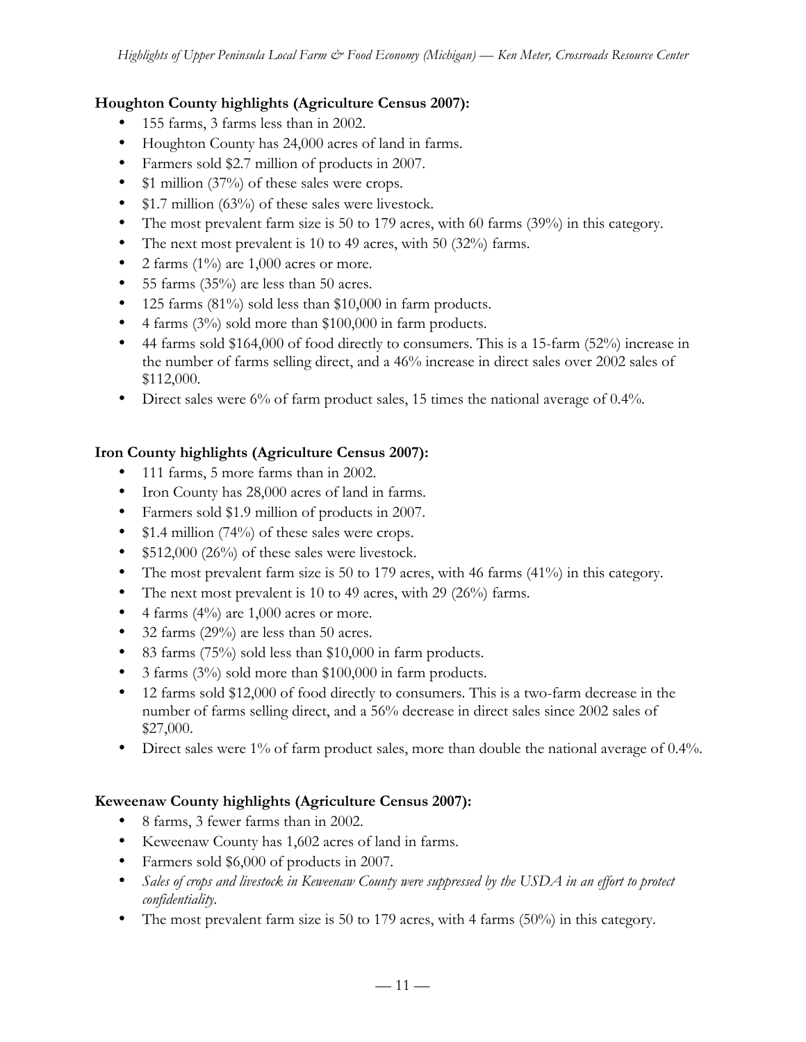**Houghton County highlights (Agriculture Census 2007):**

- 155 farms, 3 farms less than in 2002.
- Houghton County has 24,000 acres of land in farms.
- Farmers sold $2.7 million of products in 2007.
- $1 million (37%) of these sales were crops.
- $1.7 million (63%) of these sales were livestock.
- The most prevalent farm size is 50 to 179 acres, with 60 farms (39%) in this category.
- The next most prevalent is 10 to 49 acres, with 50 (32%) farms.
- 2 farms (1%) are 1,000 acres or more.
- 55 farms (35%) are less than 50 acres.
- 125 farms (81%) sold less than $10,000 in farm products.
- 4 farms (3%) sold more than $100,000 in farm products.
- 44 farms sold $164,000 of food directly to consumers. This is a 15-farm (52%) increase in the number of farms selling direct, and a 46% increase in direct sales over 2002 sales of $112,000.
- Direct sales were 6% of farm product sales, 15 times the national average of 0.4%.

**Iron County highlights (Agriculture Census 2007):**

- 111 farms, 5 more farms than in 2002.
- Iron County has 28,000 acres of land in farms.
- Farmers sold $1.9 million of products in 2007.
- $1.4 million (74%) of these sales were crops.
- $512,000 (26%) of these sales were livestock.
- The most prevalent farm size is 50 to 179 acres, with 46 farms (41%) in this category.
- The next most prevalent is 10 to 49 acres, with 29 (26%) farms.
- 4 farms (4%) are 1,000 acres or more.
- 32 farms (29%) are less than 50 acres.
- 83 farms (75%) sold less than $10,000 in farm products.
- 3 farms (3%) sold more than $100,000 in farm products.
- 12 farms sold $12,000 of food directly to consumers. This is a two-farm decrease in the number of farms selling direct, and a 56% decrease in direct sales since 2002 sales of $27,000.
- Direct sales were 1% of farm product sales, more than double the national average of 0.4%.

**Keweenaw County highlights (Agriculture Census 2007):**

- 8 farms, 3 fewer farms than in 2002.
- Keweenaw County has 1,602 acres of land in farms.
- Farmers sold $6,000 of products in 2007.
- *Sales of crops and livestock in Keweenaw County were suppressed by the USDA in an effort to protect confidentiality.*
- The most prevalent farm size is 50 to 179 acres, with 4 farms (50%) in this category.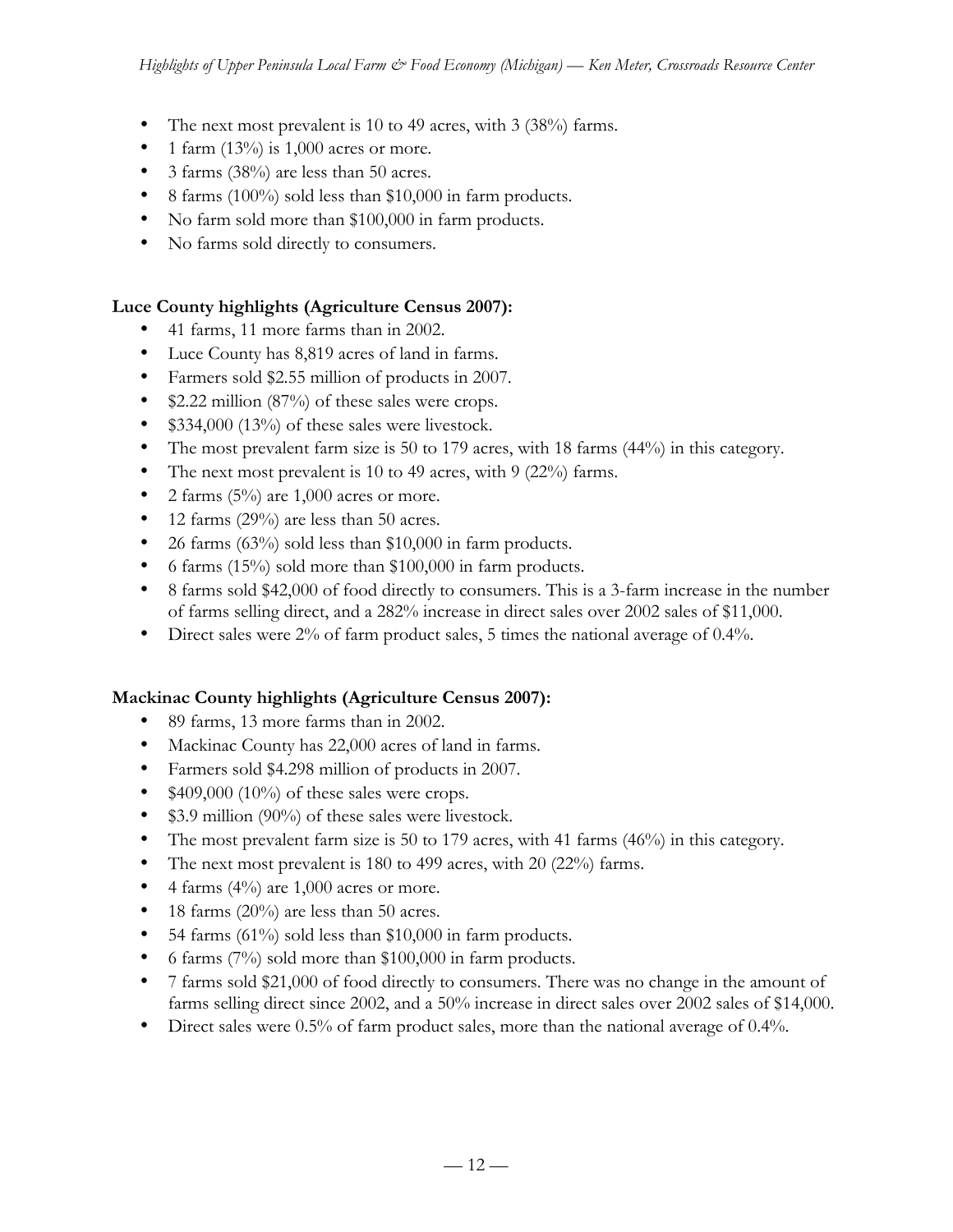- The next most prevalent is 10 to 49 acres, with 3 (38%) farms.
- 1 farm (13%) is 1,000 acres or more.
- 3 farms (38%) are less than 50 acres.
- 8 farms (100%) sold less than $10,000 in farm products.
- No farm sold more than $100,000 in farm products.
- No farms sold directly to consumers.

**Luce County highlights (Agriculture Census 2007):**

- 41 farms, 11 more farms than in 2002.
- Luce County has 8,819 acres of land in farms.
- Farmers sold $2.55 million of products in 2007.
- $2.22 million (87%) of these sales were crops.
- $334,000 (13%) of these sales were livestock.
- The most prevalent farm size is 50 to 179 acres, with 18 farms (44%) in this category.
- The next most prevalent is 10 to 49 acres, with 9 (22%) farms.
- 2 farms (5%) are 1,000 acres or more.
- 12 farms (29%) are less than 50 acres.
- 26 farms (63%) sold less than $10,000 in farm products.
- 6 farms (15%) sold more than $100,000 in farm products.
- 8 farms sold $42,000 of food directly to consumers. This is a 3-farm increase in the number of farms selling direct, and a 282% increase in direct sales over 2002 sales of $11,000.
- Direct sales were 2% of farm product sales, 5 times the national average of 0.4%.

**Mackinac County highlights (Agriculture Census 2007):**

- 89 farms, 13 more farms than in 2002.
- Mackinac County has 22,000 acres of land in farms.
- Farmers sold $4.298 million of products in 2007.
- $409,000 (10%) of these sales were crops.
- $3.9 million (90%) of these sales were livestock.
- The most prevalent farm size is 50 to 179 acres, with 41 farms (46%) in this category.
- The next most prevalent is 180 to 499 acres, with 20 (22%) farms.
- 4 farms (4%) are 1,000 acres or more.
- 18 farms (20%) are less than 50 acres.
- 54 farms (61%) sold less than $10,000 in farm products.
- 6 farms (7%) sold more than $100,000 in farm products.
- 7 farms sold $21,000 of food directly to consumers. There was no change in the amount of farms selling direct since 2002, and a 50% increase in direct sales over 2002 sales of $14,000.
- Direct sales were 0.5% of farm product sales, more than the national average of 0.4%.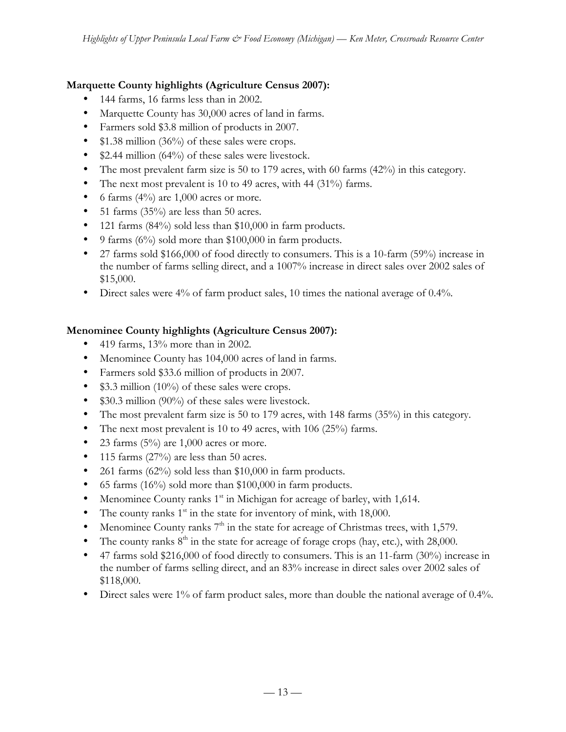**Marquette County highlights (Agriculture Census 2007):**

- 144 farms, 16 farms less than in 2002.
- Marquette County has 30,000 acres of land in farms.
- Farmers sold $3.8 million of products in 2007.
- $1.38 million (36%) of these sales were crops.
- $2.44 million (64%) of these sales were livestock.
- The most prevalent farm size is 50 to 179 acres, with 60 farms (42%) in this category.
- The next most prevalent is 10 to 49 acres, with 44 (31%) farms.
- 6 farms (4%) are 1,000 acres or more.
- 51 farms (35%) are less than 50 acres.
- 121 farms (84%) sold less than $10,000 in farm products.
- 9 farms (6%) sold more than $100,000 in farm products.
- 27 farms sold $166,000 of food directly to consumers. This is a 10-farm (59%) increase in the number of farms selling direct, and a 1007% increase in direct sales over 2002 sales of $15,000.
- Direct sales were 4% of farm product sales, 10 times the national average of 0.4%.

**Menominee County highlights (Agriculture Census 2007):**

- 419 farms, 13% more than in 2002.
- Menominee County has 104,000 acres of land in farms.
- Farmers sold $33.6 million of products in 2007.
- $3.3 million (10%) of these sales were crops.
- $30.3 million (90%) of these sales were livestock.
- The most prevalent farm size is 50 to 179 acres, with 148 farms (35%) in this category.
- The next most prevalent is 10 to 49 acres, with 106 (25%) farms.
- 23 farms (5%) are 1,000 acres or more.
- 115 farms (27%) are less than 50 acres.
- 261 farms (62%) sold less than $10,000 in farm products.
- 65 farms (16%) sold more than $100,000 in farm products.
- Menominee County ranks 1st in Michigan for acreage of barley, with 1,614.
- The county ranks 1st in the state for inventory of mink, with 18,000.
- Menominee County ranks 7th in the state for acreage of Christmas trees, with 1,579.
- The county ranks 8th in the state for acreage of forage crops (hay, etc.), with 28,000.
- 47 farms sold $216,000 of food directly to consumers. This is an 11-farm (30%) increase in the number of farms selling direct, and an 83% increase in direct sales over 2002 sales of $118,000.
- Direct sales were 1% of farm product sales, more than double the national average of 0.4%.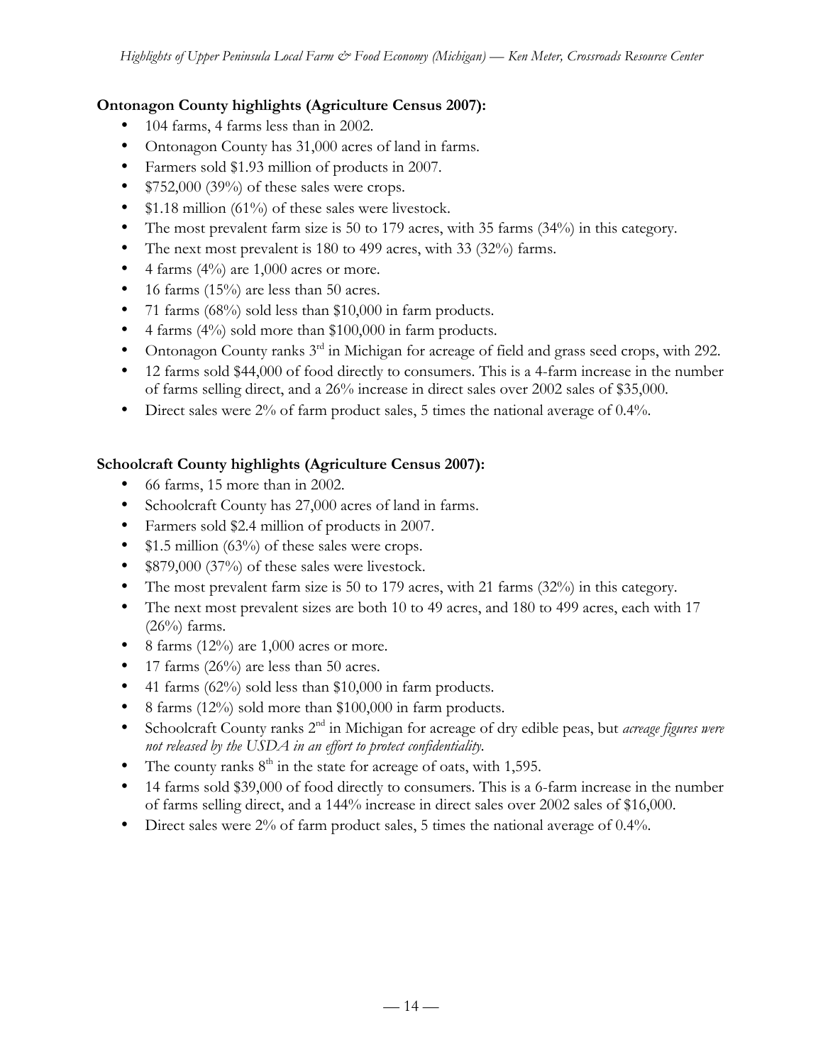**Ontonagon County highlights (Agriculture Census 2007):**

- 104 farms, 4 farms less than in 2002.
- Ontonagon County has 31,000 acres of land in farms.
- Farmers sold $1.93 million of products in 2007.
- $752,000 (39%) of these sales were crops.
- $1.18 million (61%) of these sales were livestock.
- The most prevalent farm size is 50 to 179 acres, with 35 farms (34%) in this category.
- The next most prevalent is 180 to 499 acres, with 33 (32%) farms.
- 4 farms (4%) are 1,000 acres or more.
- 16 farms (15%) are less than 50 acres.
- 71 farms (68%) sold less than $10,000 in farm products.
- 4 farms (4%) sold more than $100,000 in farm products.
- Ontonagon County ranks 3rd in Michigan for acreage of field and grass seed crops, with 292.
- 12 farms sold $44,000 of food directly to consumers. This is a 4-farm increase in the number of farms selling direct, and a 26% increase in direct sales over 2002 sales of $35,000.
- Direct sales were 2% of farm product sales, 5 times the national average of 0.4%.

**Schoolcraft County highlights (Agriculture Census 2007):**

- 66 farms, 15 more than in 2002.
- Schoolcraft County has 27,000 acres of land in farms.
- Farmers sold $2.4 million of products in 2007.
- $1.5 million (63%) of these sales were crops.
- $879,000 (37%) of these sales were livestock.
- The most prevalent farm size is 50 to 179 acres, with 21 farms (32%) in this category.
- The next most prevalent sizes are both 10 to 49 acres, and 180 to 499 acres, each with 17 (26%) farms.
- 8 farms (12%) are 1,000 acres or more.
- 17 farms (26%) are less than 50 acres.
- 41 farms (62%) sold less than $10,000 in farm products.
- 8 farms (12%) sold more than $100,000 in farm products.
- Schoolcraft County ranks 2nd in Michigan for acreage of dry edible peas, but *acreage figures were not released by the USDA in an effort to protect confidentiality*.
- The county ranks 8th in the state for acreage of oats, with 1,595.
- 14 farms sold $39,000 of food directly to consumers. This is a 6-farm increase in the number of farms selling direct, and a 144% increase in direct sales over 2002 sales of $16,000.
- Direct sales were 2% of farm product sales, 5 times the national average of 0.4%.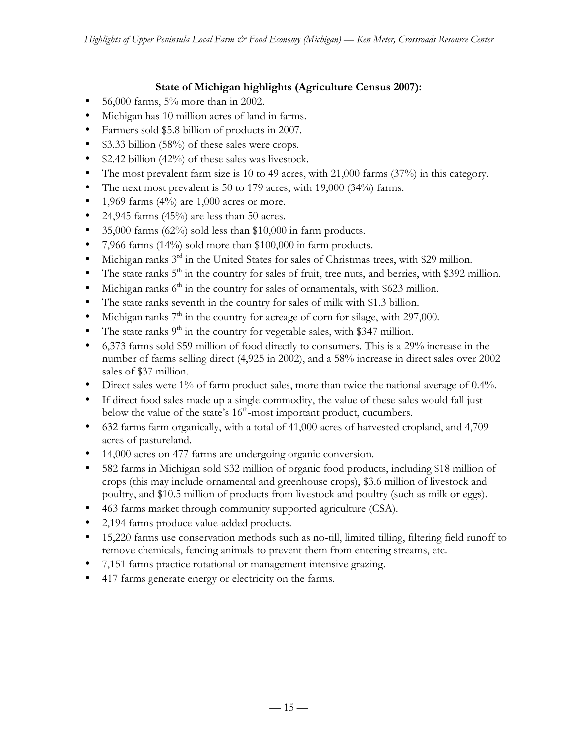**State of Michigan highlights (Agriculture Census 2007):**

- 56,000 farms, 5% more than in 2002.
- Michigan has 10 million acres of land in farms.
- Farmers sold $5.8 billion of products in 2007.
- $3.33 billion (58%) of these sales were crops.
- $2.42 billion (42%) of these sales was livestock.
- The most prevalent farm size is 10 to 49 acres, with 21,000 farms (37%) in this category.
- The next most prevalent is 50 to 179 acres, with 19,000 (34%) farms.
- 1,969 farms (4%) are 1,000 acres or more.
- 24,945 farms (45%) are less than 50 acres.
- 35,000 farms (62%) sold less than $10,000 in farm products.
- 7,966 farms (14%) sold more than $100,000 in farm products.
- Michigan ranks 3rd in the United States for sales of Christmas trees, with $29 million.
- The state ranks 5th in the country for sales of fruit, tree nuts, and berries, with $392 million.
- Michigan ranks 6th in the country for sales of ornamentals, with $623 million.
- The state ranks seventh in the country for sales of milk with $1.3 billion.
- Michigan ranks 7th in the country for acreage of corn for silage, with 297,000.
- The state ranks 9th in the country for vegetable sales, with $347 million.
- 6,373 farms sold $59 million of food directly to consumers. This is a 29% increase in the number of farms selling direct (4,925 in 2002), and a 58% increase in direct sales over 2002 sales of $37 million.
- Direct sales were 1% of farm product sales, more than twice the national average of 0.4%.
- If direct food sales made up a single commodity, the value of these sales would fall just below the value of the state's 16th-most important product, cucumbers.
- 632 farms farm organically, with a total of 41,000 acres of harvested cropland, and 4,709 acres of pastureland.
- 14,000 acres on 477 farms are undergoing organic conversion.
- 582 farms in Michigan sold $32 million of organic food products, including $18 million of crops (this may include ornamental and greenhouse crops), $3.6 million of livestock and poultry, and $10.5 million of products from livestock and poultry (such as milk or eggs).
- 463 farms market through community supported agriculture (CSA).
- 2,194 farms produce value-added products.
- 15,220 farms use conservation methods such as no-till, limited tilling, filtering field runoff to remove chemicals, fencing animals to prevent them from entering streams, etc.
- 7,151 farms practice rotational or management intensive grazing.
- 417 farms generate energy or electricity on the farms.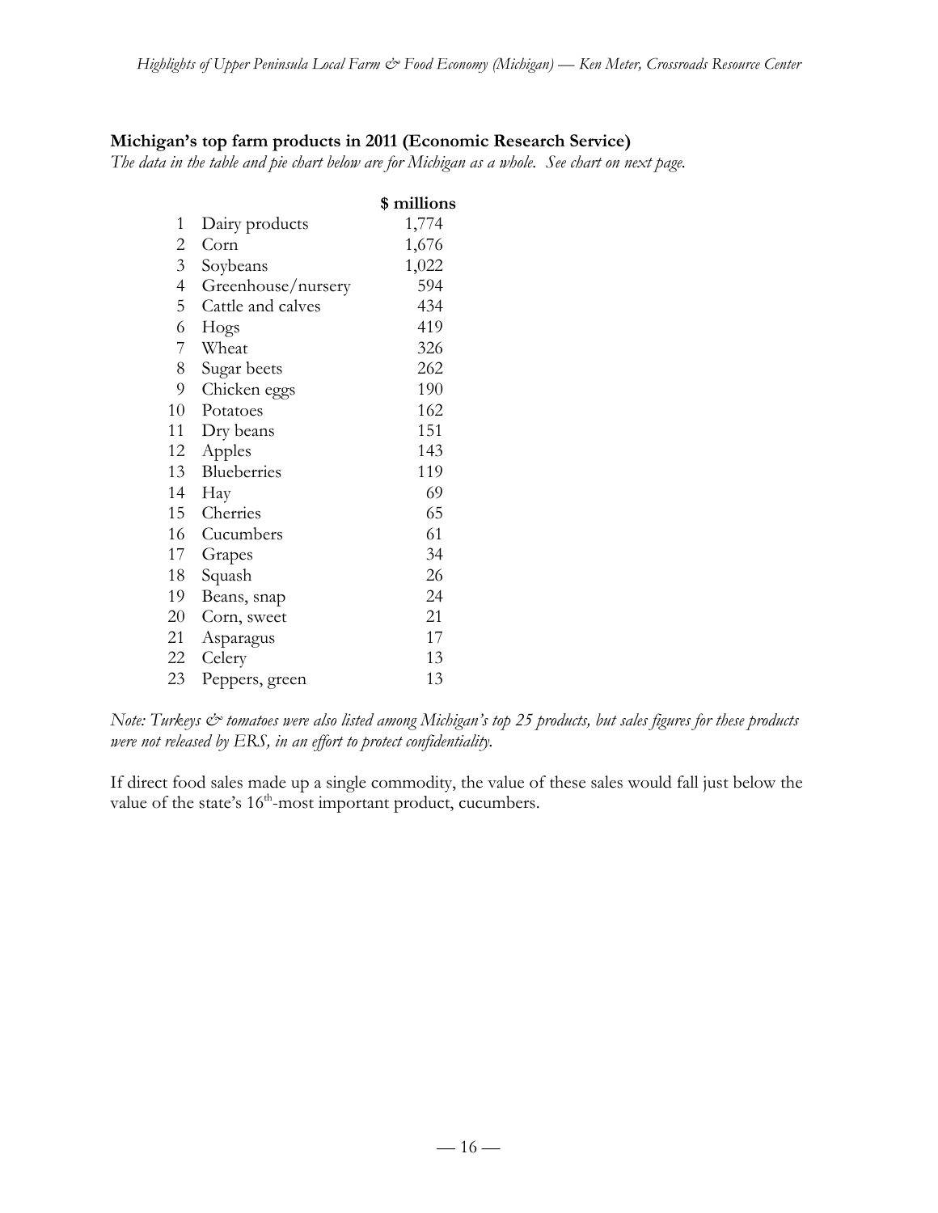**Michigan's top farm products in 2011 (Economic Research Service)**

*The data in the table and pie chart below are for Michigan as a whole. See chart on next page.*

| | | $ millions |
|---|---|---|
| 1 | Dairy products | 1,774 |
| 2 | Corn | 1,676 |
| 3 | Soybeans | 1,022 |
| 4 | Greenhouse/nursery | 594 |
| 5 | Cattle and calves | 434 |
| 6 | Hogs | 419 |
| 7 | Wheat | 326 |
| 8 | Sugar beets | 262 |
| 9 | Chicken eggs | 190 |
| 10 | Potatoes | 162 |
| 11 | Dry beans | 151 |
| 12 | Apples | 143 |
| 13 | Blueberries | 119 |
| 14 | Hay | 69 |
| 15 | Cherries | 65 |
| 16 | Cucumbers | 61 |
| 17 | Grapes | 34 |
| 18 | Squash | 26 |
| 19 | Beans, snap | 24 |
| 20 | Corn, sweet | 21 |
| 21 | Asparagus | 17 |
| 22 | Celery | 13 |
| 23 | Peppers, green | 13 |

*Note: Turkeys & tomatoes were also listed among Michigan's top 25 products, but sales figures for these products were not released by ERS, in an effort to protect confidentiality.*

If direct food sales made up a single commodity, the value of these sales would fall just below the value of the state's 16th-most important product, cucumbers.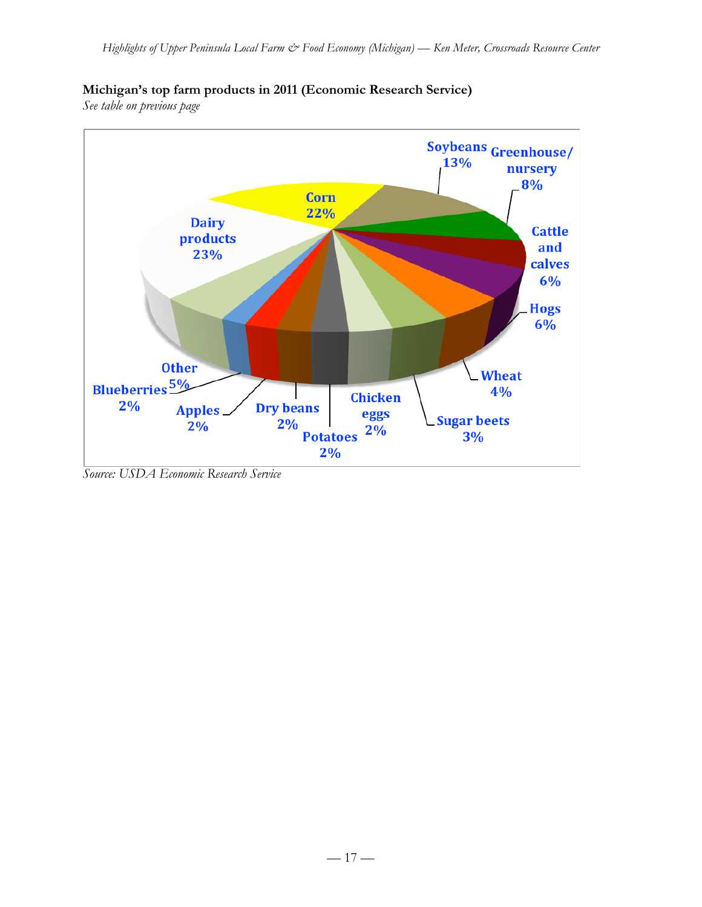**Michigan's top farm products in 2011 (Economic Research Service)**
*See table on previous page*

Dairy products 23%
Corn 22%
Soybeans 13%
Greenhouse/ nursery 8%
Cattle and calves 6%
Hogs 6%
Wheat 4%
Sugar beets 3%
Chicken eggs 2%
Potatoes 2%
Dry beans 2%
Apples 2%
Blueberries 2%
Other 5%

*Source: USDA Economic Research Service*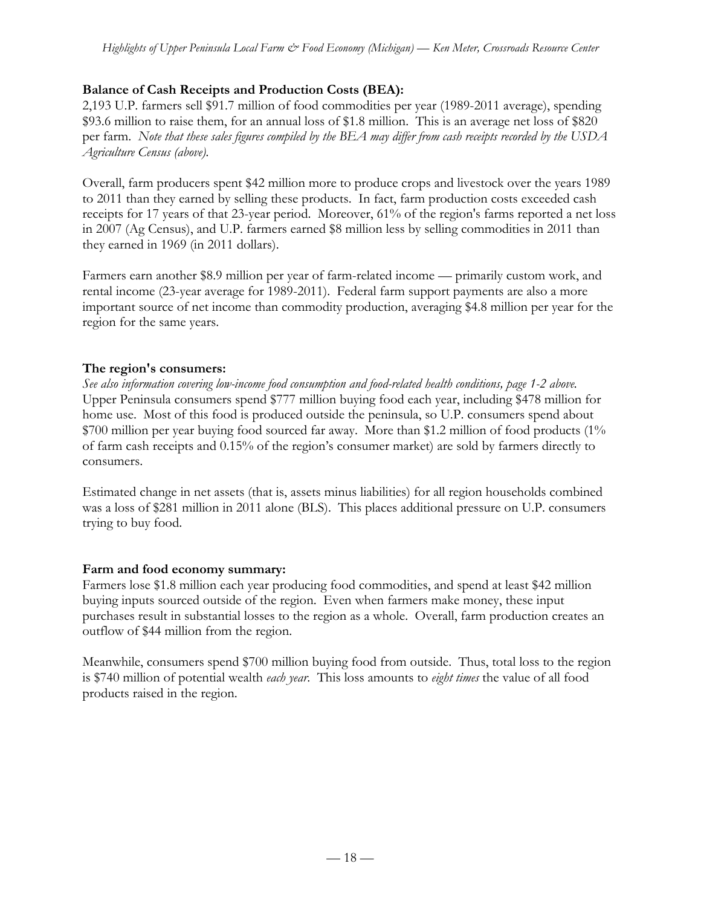**Balance of Cash Receipts and Production Costs (BEA):**

2,193 U.P. farmers sell $91.7 million of food commodities per year (1989-2011 average), spending $93.6 million to raise them, for an annual loss of $1.8 million. This is an average net loss of $820 per farm. *Note that these sales figures compiled by the BEA may differ from cash receipts recorded by the USDA Agriculture Census (above).*

Overall, farm producers spent $42 million more to produce crops and livestock over the years 1989 to 2011 than they earned by selling these products. In fact, farm production costs exceeded cash receipts for 17 years of that 23-year period. Moreover, 61% of the region's farms reported a net loss in 2007 (Ag Census), and U.P. farmers earned $8 million less by selling commodities in 2011 than they earned in 1969 (in 2011 dollars).

Farmers earn another $8.9 million per year of farm-related income — primarily custom work, and rental income (23-year average for 1989-2011). Federal farm support payments are also a more important source of net income than commodity production, averaging $4.8 million per year for the region for the same years.

**The region's consumers:**

*See also information covering low-income food consumption and food-related health conditions, page 1-2 above.*
Upper Peninsula consumers spend $777 million buying food each year, including $478 million for home use. Most of this food is produced outside the peninsula, so U.P. consumers spend about $700 million per year buying food sourced far away. More than $1.2 million of food products (1% of farm cash receipts and 0.15% of the region's consumer market) are sold by farmers directly to consumers.

Estimated change in net assets (that is, assets minus liabilities) for all region households combined was a loss of $281 million in 2011 alone (BLS). This places additional pressure on U.P. consumers trying to buy food.

**Farm and food economy summary:**

Farmers lose $1.8 million each year producing food commodities, and spend at least $42 million buying inputs sourced outside of the region. Even when farmers make money, these input purchases result in substantial losses to the region as a whole. Overall, farm production creates an outflow of $44 million from the region.

Meanwhile, consumers spend $700 million buying food from outside. Thus, total loss to the region is $740 million of potential wealth *each year*. This loss amounts to *eight times* the value of all food products raised in the region.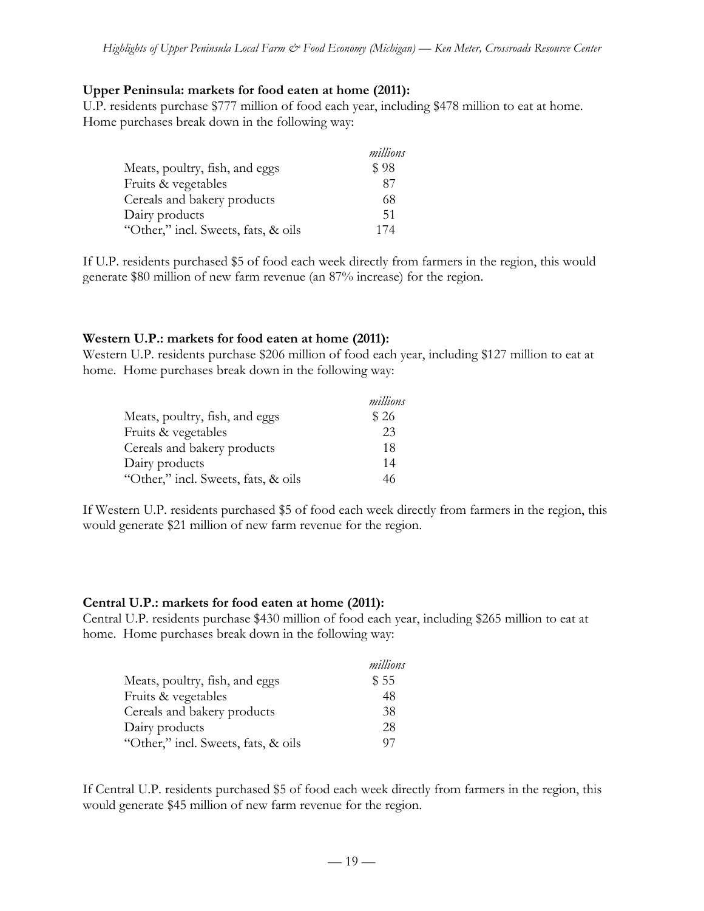**Upper Peninsula: markets for food eaten at home (2011):**

U.P. residents purchase $777 million of food each year, including $478 million to eat at home. Home purchases break down in the following way:

| | *millions* |
|---|---|
| Meats, poultry, fish, and eggs | $ 98 |
| Fruits & vegetables | 87 |
| Cereals and bakery products | 68 |
| Dairy products | 51 |
| "Other," incl. Sweets, fats, & oils | 174 |

If U.P. residents purchased $5 of food each week directly from farmers in the region, this would generate $80 million of new farm revenue (an 87% increase) for the region.

**Western U.P.: markets for food eaten at home (2011):**

Western U.P. residents purchase $206 million of food each year, including $127 million to eat at home. Home purchases break down in the following way:

| | *millions* |
|---|---|
| Meats, poultry, fish, and eggs | $ 26 |
| Fruits & vegetables | 23 |
| Cereals and bakery products | 18 |
| Dairy products | 14 |
| "Other," incl. Sweets, fats, & oils | 46 |

If Western U.P. residents purchased $5 of food each week directly from farmers in the region, this would generate $21 million of new farm revenue for the region.

**Central U.P.: markets for food eaten at home (2011):**

Central U.P. residents purchase $430 million of food each year, including $265 million to eat at home. Home purchases break down in the following way:

| | *millions* |
|---|---|
| Meats, poultry, fish, and eggs | $ 55 |
| Fruits & vegetables | 48 |
| Cereals and bakery products | 38 |
| Dairy products | 28 |
| "Other," incl. Sweets, fats, & oils | 97 |

If Central U.P. residents purchased $5 of food each week directly from farmers in the region, this would generate $45 million of new farm revenue for the region.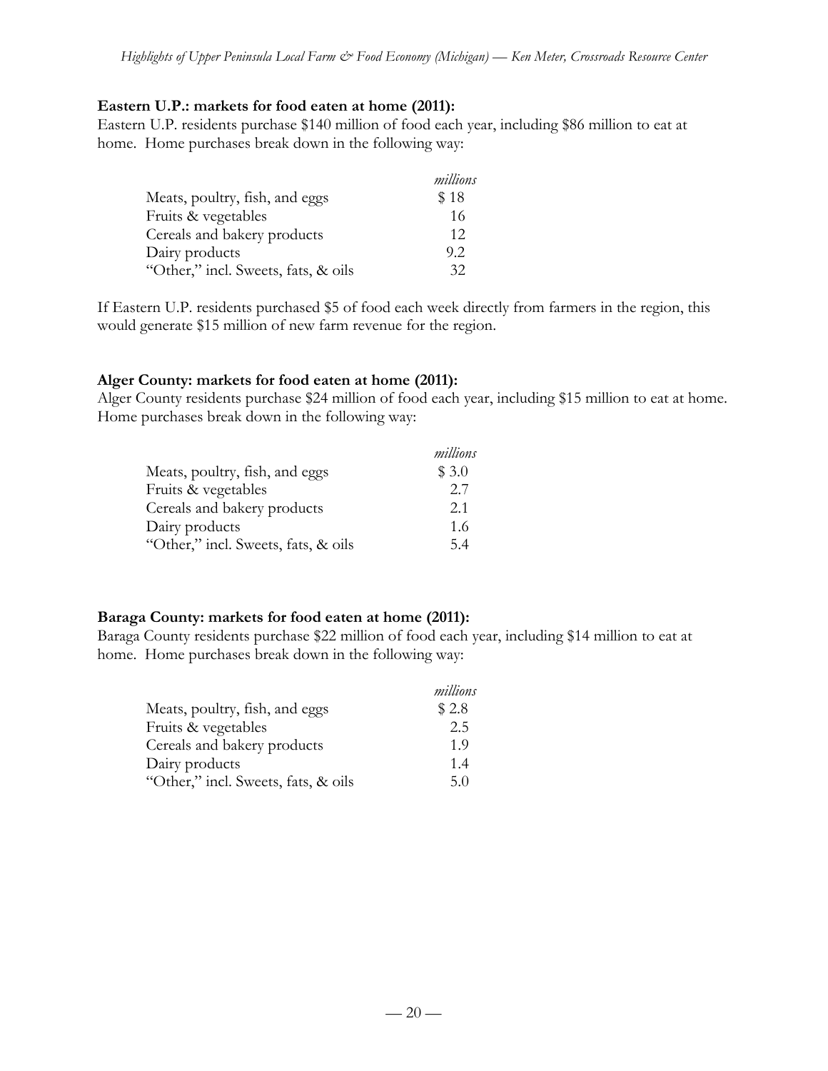**Eastern U.P.: markets for food eaten at home (2011):**

Eastern U.P. residents purchase $140 million of food each year, including $86 million to eat at home. Home purchases break down in the following way:

| | *millions* |
|---|---|
| Meats, poultry, fish, and eggs | $ 18 |
| Fruits & vegetables | 16 |
| Cereals and bakery products | 12 |
| Dairy products | 9.2 |
| "Other," incl. Sweets, fats, & oils | 32 |

If Eastern U.P. residents purchased $5 of food each week directly from farmers in the region, this would generate $15 million of new farm revenue for the region.

**Alger County: markets for food eaten at home (2011):**

Alger County residents purchase $24 million of food each year, including $15 million to eat at home. Home purchases break down in the following way:

| | *millions* |
|---|---|
| Meats, poultry, fish, and eggs | $ 3.0 |
| Fruits & vegetables | 2.7 |
| Cereals and bakery products | 2.1 |
| Dairy products | 1.6 |
| "Other," incl. Sweets, fats, & oils | 5.4 |

**Baraga County: markets for food eaten at home (2011):**

Baraga County residents purchase $22 million of food each year, including $14 million to eat at home. Home purchases break down in the following way:

| | *millions* |
|---|---|
| Meats, poultry, fish, and eggs | $ 2.8 |
| Fruits & vegetables | 2.5 |
| Cereals and bakery products | 1.9 |
| Dairy products | 1.4 |
| "Other," incl. Sweets, fats, & oils | 5.0 |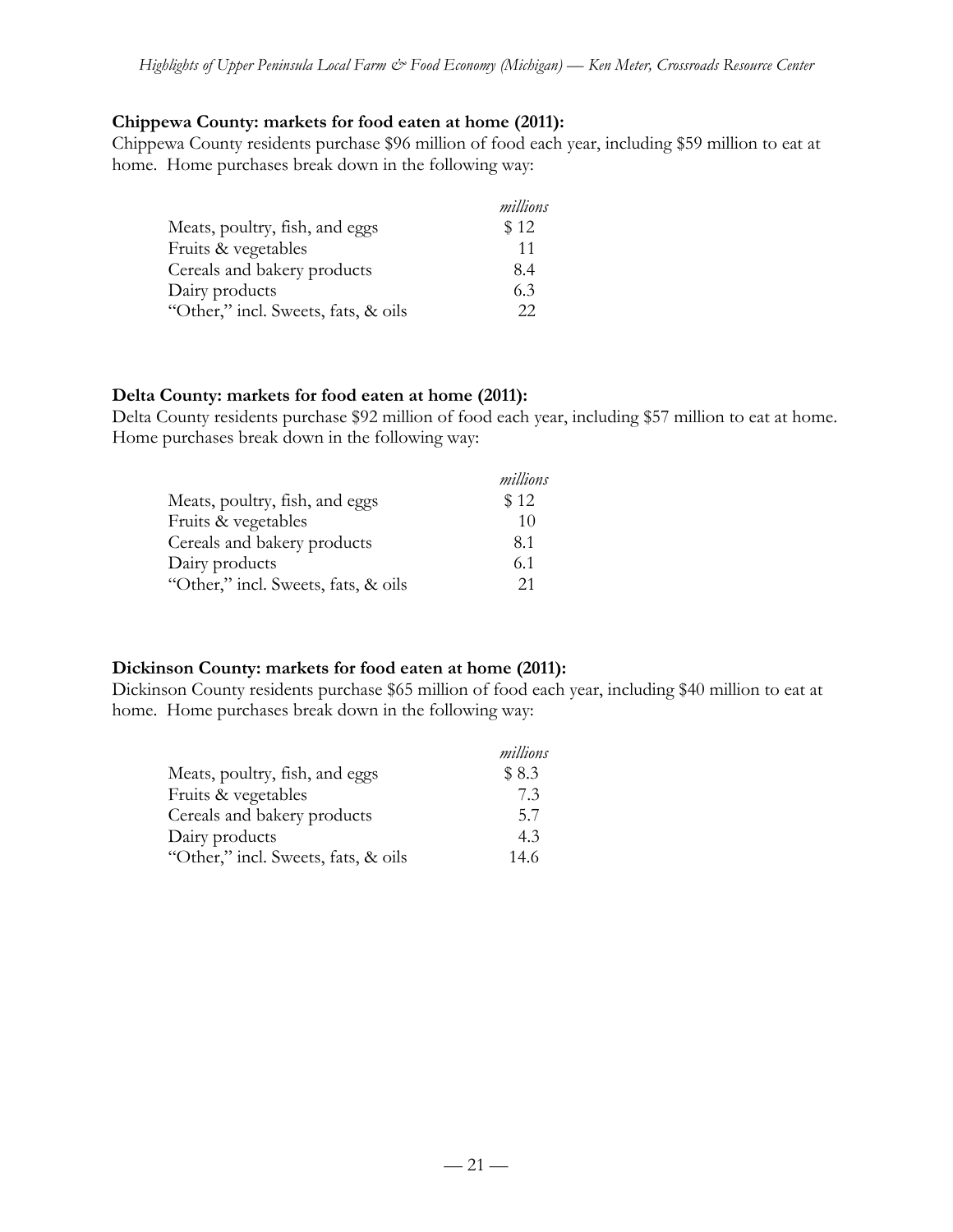**Chippewa County: markets for food eaten at home (2011):**

Chippewa County residents purchase $96 million of food each year, including $59 million to eat at home. Home purchases break down in the following way:

| | *millions* |
|---|---|
| Meats, poultry, fish, and eggs | $ 12 |
| Fruits & vegetables | 11 |
| Cereals and bakery products | 8.4 |
| Dairy products | 6.3 |
| "Other," incl. Sweets, fats, & oils | 22 |

**Delta County: markets for food eaten at home (2011):**

Delta County residents purchase $92 million of food each year, including $57 million to eat at home. Home purchases break down in the following way:

| | *millions* |
|---|---|
| Meats, poultry, fish, and eggs | $ 12 |
| Fruits & vegetables | 10 |
| Cereals and bakery products | 8.1 |
| Dairy products | 6.1 |
| "Other," incl. Sweets, fats, & oils | 21 |

**Dickinson County: markets for food eaten at home (2011):**

Dickinson County residents purchase $65 million of food each year, including $40 million to eat at home. Home purchases break down in the following way:

| | *millions* |
|---|---|
| Meats, poultry, fish, and eggs | $ 8.3 |
| Fruits & vegetables | 7.3 |
| Cereals and bakery products | 5.7 |
| Dairy products | 4.3 |
| "Other," incl. Sweets, fats, & oils | 14.6 |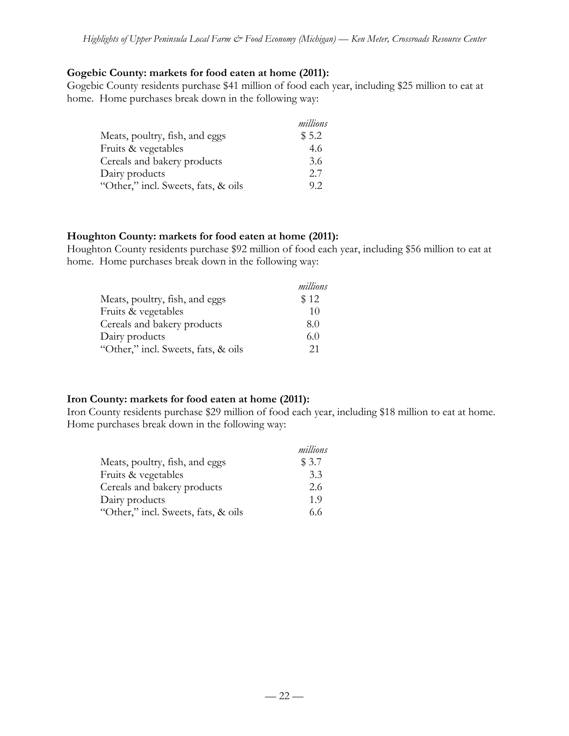**Gogebic County: markets for food eaten at home (2011):**
Gogebic County residents purchase $41 million of food each year, including $25 million to eat at home. Home purchases break down in the following way:

| | *millions* |
|---|---|
| Meats, poultry, fish, and eggs | $ 5.2 |
| Fruits & vegetables | 4.6 |
| Cereals and bakery products | 3.6 |
| Dairy products | 2.7 |
| "Other," incl. Sweets, fats, & oils | 9.2 |

**Houghton County: markets for food eaten at home (2011):**
Houghton County residents purchase $92 million of food each year, including $56 million to eat at home. Home purchases break down in the following way:

| | *millions* |
|---|---|
| Meats, poultry, fish, and eggs | $ 12 |
| Fruits & vegetables | 10 |
| Cereals and bakery products | 8.0 |
| Dairy products | 6.0 |
| "Other," incl. Sweets, fats, & oils | 21 |

**Iron County: markets for food eaten at home (2011):**
Iron County residents purchase $29 million of food each year, including $18 million to eat at home. Home purchases break down in the following way:

| | *millions* |
|---|---|
| Meats, poultry, fish, and eggs | $ 3.7 |
| Fruits & vegetables | 3.3 |
| Cereals and bakery products | 2.6 |
| Dairy products | 1.9 |
| "Other," incl. Sweets, fats, & oils | 6.6 |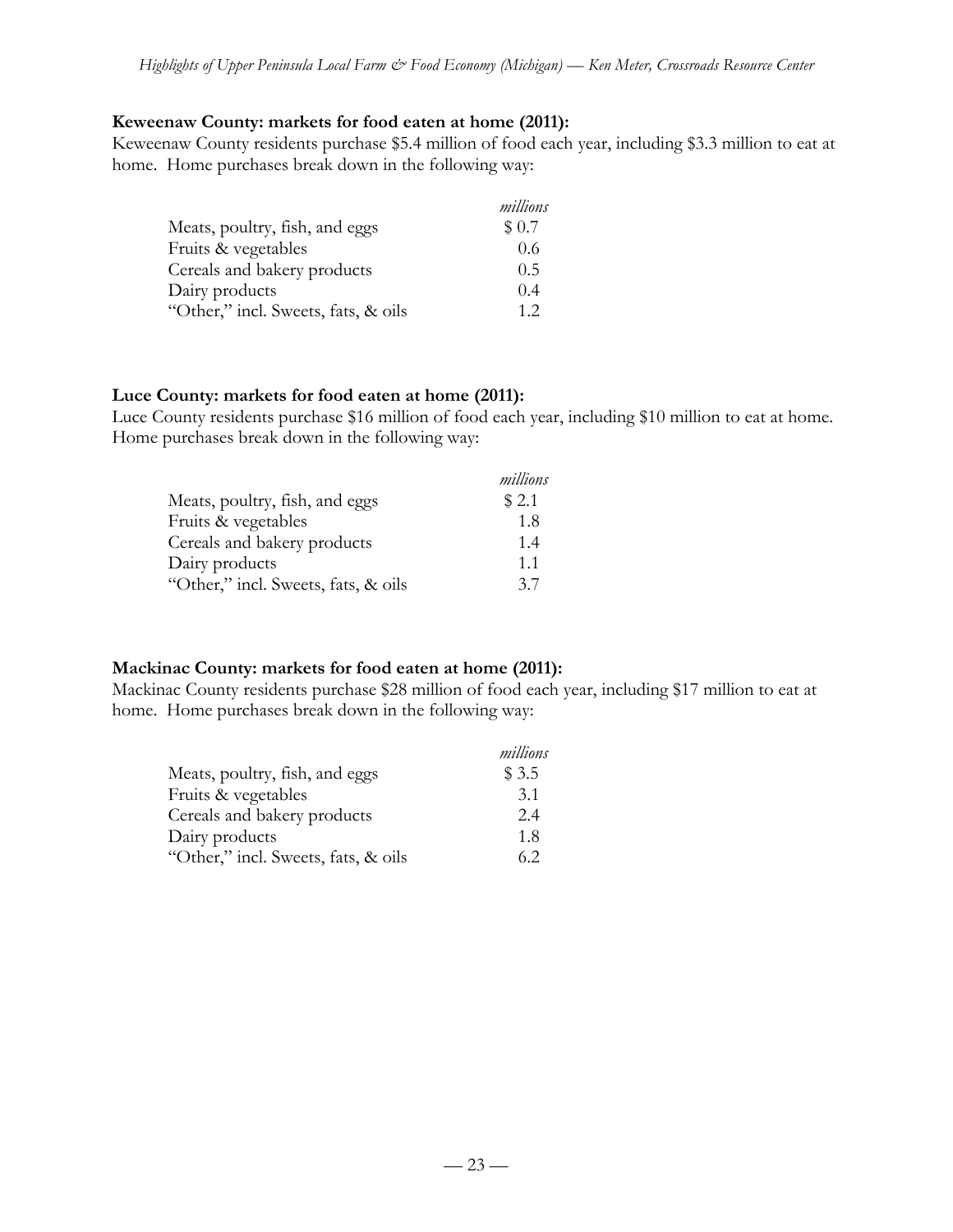**Keweenaw County: markets for food eaten at home (2011):**

Keweenaw County residents purchase $5.4 million of food each year, including $3.3 million to eat at home. Home purchases break down in the following way:

| | *millions* |
|---|---|
| Meats, poultry, fish, and eggs | $ 0.7 |
| Fruits & vegetables | 0.6 |
| Cereals and bakery products | 0.5 |
| Dairy products | 0.4 |
| "Other," incl. Sweets, fats, & oils | 1.2 |

**Luce County: markets for food eaten at home (2011):**

Luce County residents purchase $16 million of food each year, including $10 million to eat at home. Home purchases break down in the following way:

| | *millions* |
|---|---|
| Meats, poultry, fish, and eggs | $ 2.1 |
| Fruits & vegetables | 1.8 |
| Cereals and bakery products | 1.4 |
| Dairy products | 1.1 |
| "Other," incl. Sweets, fats, & oils | 3.7 |

**Mackinac County: markets for food eaten at home (2011):**

Mackinac County residents purchase $28 million of food each year, including $17 million to eat at home. Home purchases break down in the following way:

| | *millions* |
|---|---|
| Meats, poultry, fish, and eggs | $ 3.5 |
| Fruits & vegetables | 3.1 |
| Cereals and bakery products | 2.4 |
| Dairy products | 1.8 |
| "Other," incl. Sweets, fats, & oils | 6.2 |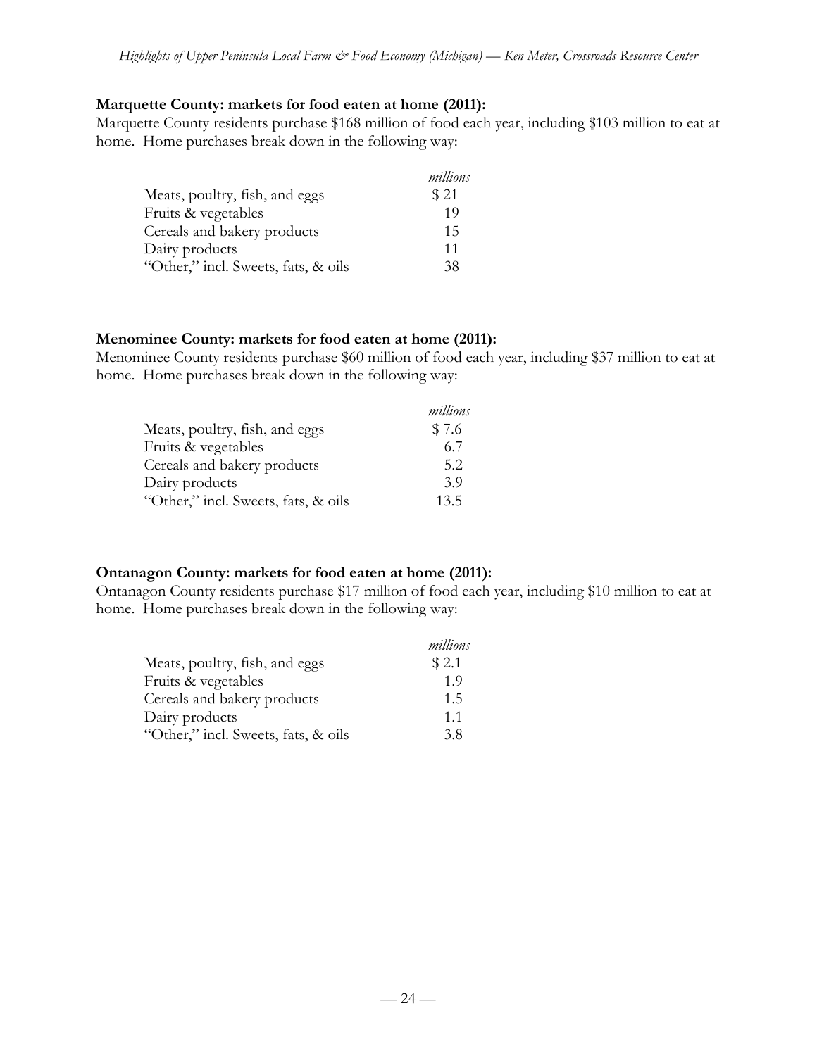**Marquette County: markets for food eaten at home (2011):**

Marquette County residents purchase $168 million of food each year, including $103 million to eat at home. Home purchases break down in the following way:

| | *millions* |
|---|---|
| Meats, poultry, fish, and eggs | $ 21 |
| Fruits & vegetables | 19 |
| Cereals and bakery products | 15 |
| Dairy products | 11 |
| "Other," incl. Sweets, fats, & oils | 38 |

**Menominee County: markets for food eaten at home (2011):**

Menominee County residents purchase $60 million of food each year, including $37 million to eat at home. Home purchases break down in the following way:

| | *millions* |
|---|---|
| Meats, poultry, fish, and eggs | $ 7.6 |
| Fruits & vegetables | 6.7 |
| Cereals and bakery products | 5.2 |
| Dairy products | 3.9 |
| "Other," incl. Sweets, fats, & oils | 13.5 |

**Ontanagon County: markets for food eaten at home (2011):**

Ontanagon County residents purchase $17 million of food each year, including $10 million to eat at home. Home purchases break down in the following way:

| | *millions* |
|---|---|
| Meats, poultry, fish, and eggs | $ 2.1 |
| Fruits & vegetables | 1.9 |
| Cereals and bakery products | 1.5 |
| Dairy products | 1.1 |
| "Other," incl. Sweets, fats, & oils | 3.8 |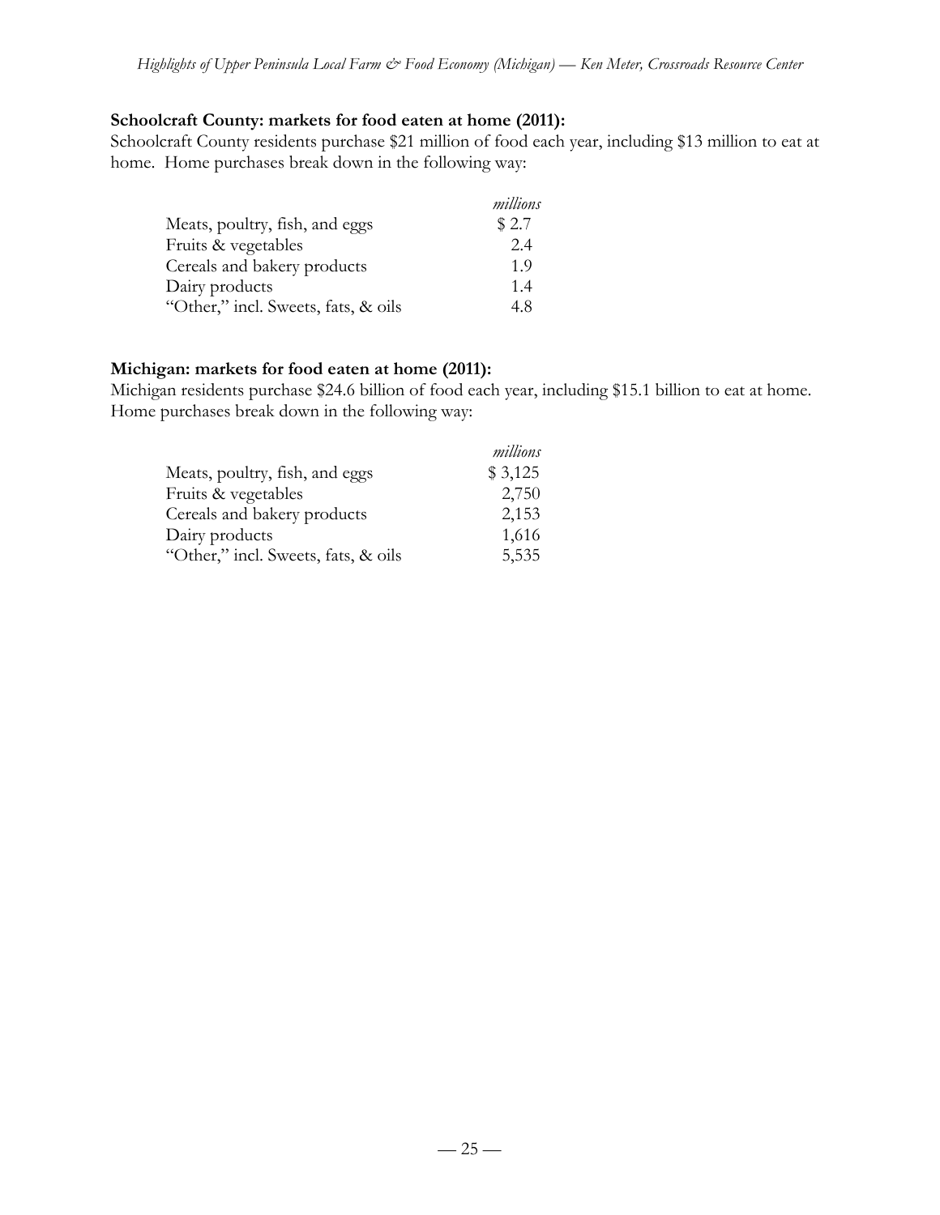**Schoolcraft County: markets for food eaten at home (2011):**

Schoolcraft County residents purchase $21 million of food each year, including $13 million to eat at home. Home purchases break down in the following way:

| | *millions* |
|---|---|
| Meats, poultry, fish, and eggs | $ 2.7 |
| Fruits & vegetables | 2.4 |
| Cereals and bakery products | 1.9 |
| Dairy products | 1.4 |
| "Other," incl. Sweets, fats, & oils | 4.8 |

**Michigan: markets for food eaten at home (2011):**

Michigan residents purchase $24.6 billion of food each year, including $15.1 billion to eat at home. Home purchases break down in the following way:

| | *millions* |
|---|---|
| Meats, poultry, fish, and eggs | $ 3,125 |
| Fruits & vegetables | 2,750 |
| Cereals and bakery products | 2,153 |
| Dairy products | 1,616 |
| "Other," incl. Sweets, fats, & oils | 5,535 |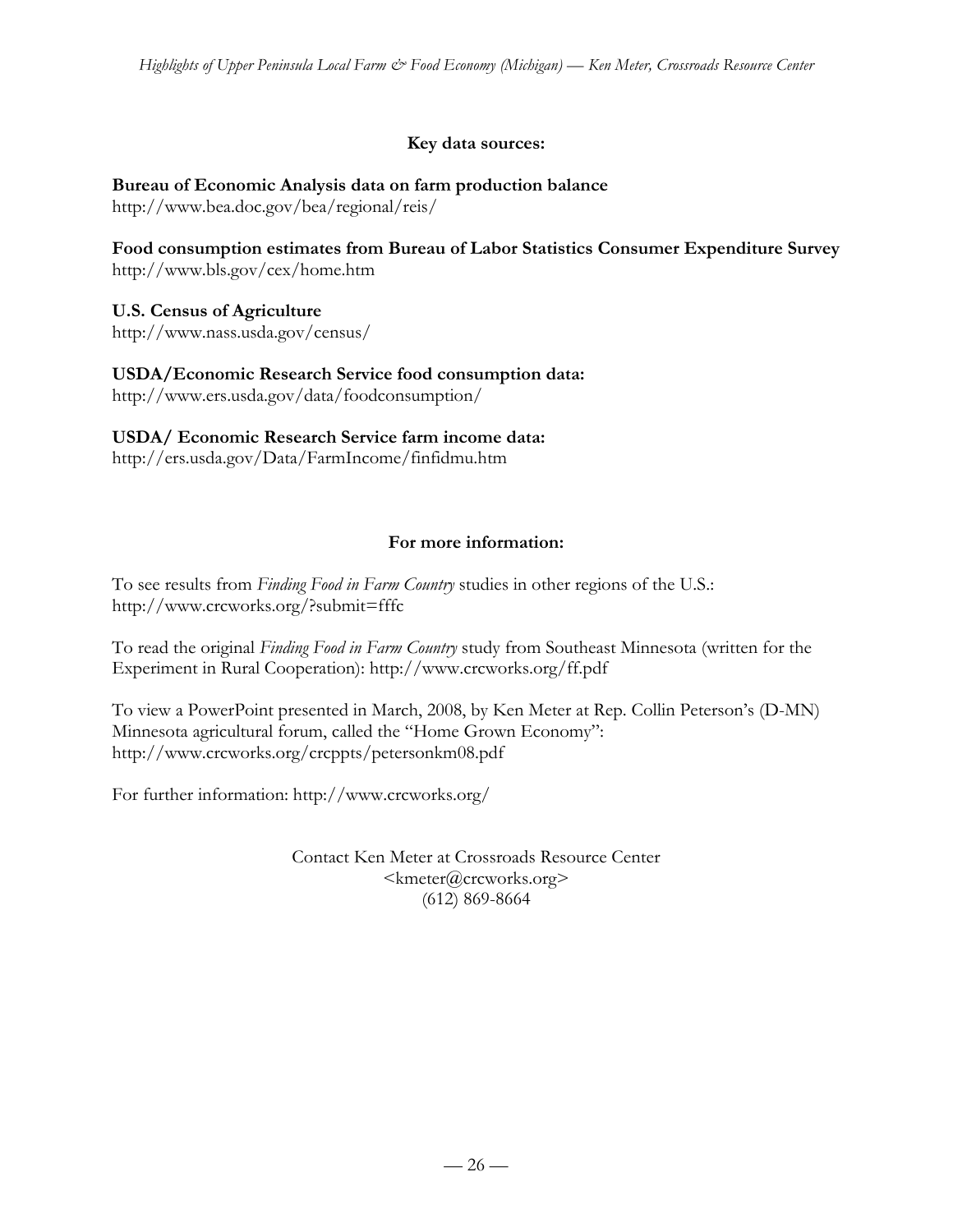**Key data sources:**

**Bureau of Economic Analysis data on farm production balance**
http://www.bea.doc.gov/bea/regional/reis/

**Food consumption estimates from Bureau of Labor Statistics Consumer Expenditure Survey**
http://www.bls.gov/cex/home.htm

**U.S. Census of Agriculture**
http://www.nass.usda.gov/census/

**USDA/Economic Research Service food consumption data:**
http://www.ers.usda.gov/data/foodconsumption/

**USDA/ Economic Research Service farm income data:**
http://ers.usda.gov/Data/FarmIncome/finfidmu.htm

**For more information:**

To see results from *Finding Food in Farm Country* studies in other regions of the U.S.:
http://www.crcworks.org/?submit=fffc

To read the original *Finding Food in Farm Country* study from Southeast Minnesota (written for the Experiment in Rural Cooperation): http://www.crcworks.org/ff.pdf

To view a PowerPoint presented in March, 2008, by Ken Meter at Rep. Collin Peterson's (D-MN) Minnesota agricultural forum, called the "Home Grown Economy":
http://www.crcworks.org/crcppts/petersonkm08.pdf

For further information: http://www.crcworks.org/

Contact Ken Meter at Crossroads Resource Center
<kmeter@crcworks.org>
(612) 869-8664